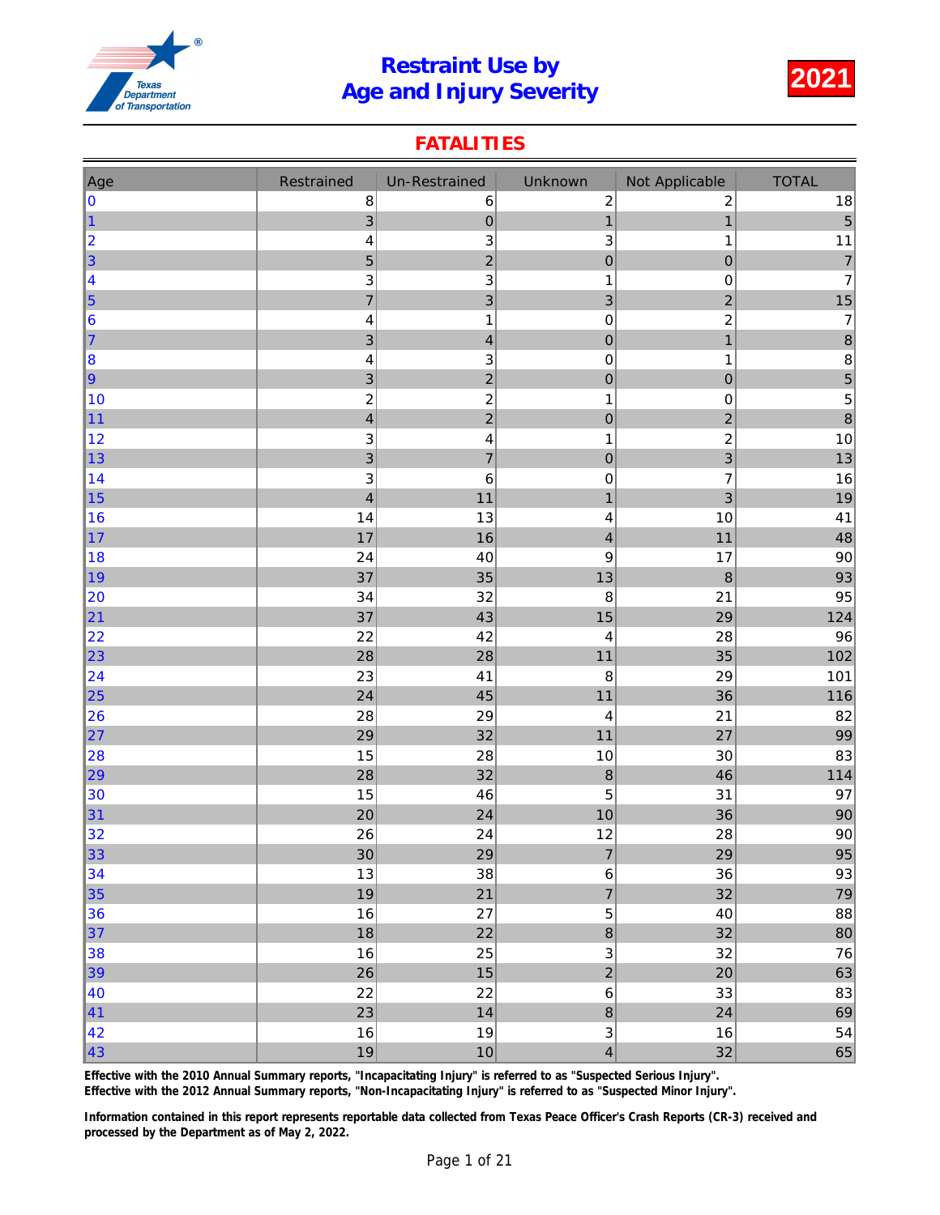# Restraint Use by Age and Injury Severity

**2021**

## FATALITIES

| Age | Restrained | Un-Restrained | Unknown | Not Applicable | TOTAL |
|---|---|---|---|---|---|
| 0 | 8 | 6 | 2 | 2 | 18 |
| 1 | 3 | 0 | 1 | 1 | 5 |
| 2 | 4 | 3 | 3 | 1 | 11 |
| 3 | 5 | 2 | 0 | 0 | 7 |
| 4 | 3 | 3 | 1 | 0 | 7 |
| 5 | 7 | 3 | 3 | 2 | 15 |
| 6 | 4 | 1 | 0 | 2 | 7 |
| 7 | 3 | 4 | 0 | 1 | 8 |
| 8 | 4 | 3 | 0 | 1 | 8 |
| 9 | 3 | 2 | 0 | 0 | 5 |
| 10 | 2 | 2 | 1 | 0 | 5 |
| 11 | 4 | 2 | 0 | 2 | 8 |
| 12 | 3 | 4 | 1 | 2 | 10 |
| 13 | 3 | 7 | 0 | 3 | 13 |
| 14 | 3 | 6 | 0 | 7 | 16 |
| 15 | 4 | 11 | 1 | 3 | 19 |
| 16 | 14 | 13 | 4 | 10 | 41 |
| 17 | 17 | 16 | 4 | 11 | 48 |
| 18 | 24 | 40 | 9 | 17 | 90 |
| 19 | 37 | 35 | 13 | 8 | 93 |
| 20 | 34 | 32 | 8 | 21 | 95 |
| 21 | 37 | 43 | 15 | 29 | 124 |
| 22 | 22 | 42 | 4 | 28 | 96 |
| 23 | 28 | 28 | 11 | 35 | 102 |
| 24 | 23 | 41 | 8 | 29 | 101 |
| 25 | 24 | 45 | 11 | 36 | 116 |
| 26 | 28 | 29 | 4 | 21 | 82 |
| 27 | 29 | 32 | 11 | 27 | 99 |
| 28 | 15 | 28 | 10 | 30 | 83 |
| 29 | 28 | 32 | 8 | 46 | 114 |
| 30 | 15 | 46 | 5 | 31 | 97 |
| 31 | 20 | 24 | 10 | 36 | 90 |
| 32 | 26 | 24 | 12 | 28 | 90 |
| 33 | 30 | 29 | 7 | 29 | 95 |
| 34 | 13 | 38 | 6 | 36 | 93 |
| 35 | 19 | 21 | 7 | 32 | 79 |
| 36 | 16 | 27 | 5 | 40 | 88 |
| 37 | 18 | 22 | 8 | 32 | 80 |
| 38 | 16 | 25 | 3 | 32 | 76 |
| 39 | 26 | 15 | 2 | 20 | 63 |
| 40 | 22 | 22 | 6 | 33 | 83 |
| 41 | 23 | 14 | 8 | 24 | 69 |
| 42 | 16 | 19 | 3 | 16 | 54 |
| 43 | 19 | 10 | 4 | 32 | 65 |

**Effective with the 2010 Annual Summary reports, "Incapacitating Injury" is referred to as "Suspected Serious Injury".**
**Effective with the 2012 Annual Summary reports, "Non-Incapacitating Injury" is referred to as "Suspected Minor Injury".**

**Information contained in this report represents reportable data collected from Texas Peace Officer's Crash Reports (CR-3) received and processed by the Department as of May 2, 2022.**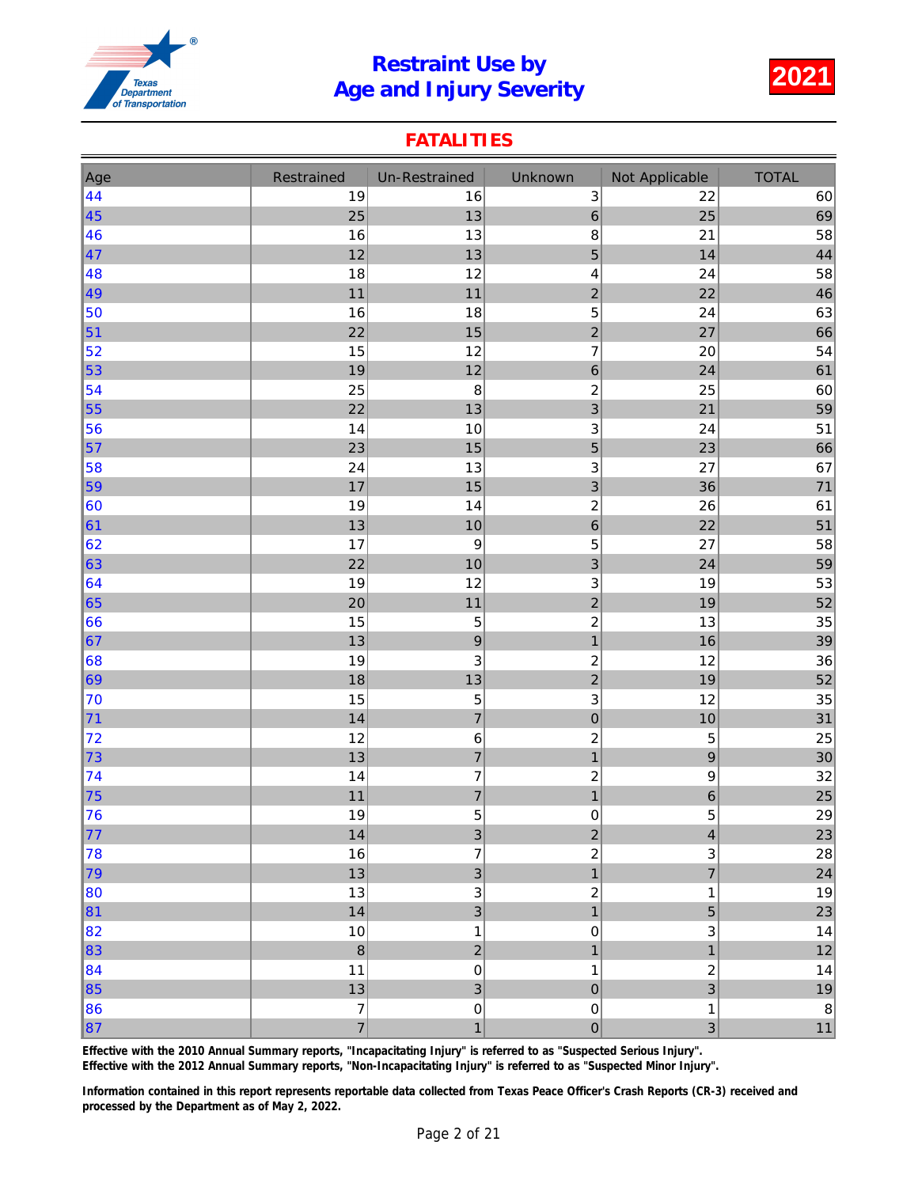# Restraint Use by Age and Injury Severity

**2021**

## FATALITIES

| Age | Restrained | Un-Restrained | Unknown | Not Applicable | TOTAL |
|---|---|---|---|---|---|
| 44 | 19 | 16 | 3 | 22 | 60 |
| 45 | 25 | 13 | 6 | 25 | 69 |
| 46 | 16 | 13 | 8 | 21 | 58 |
| 47 | 12 | 13 | 5 | 14 | 44 |
| 48 | 18 | 12 | 4 | 24 | 58 |
| 49 | 11 | 11 | 2 | 22 | 46 |
| 50 | 16 | 18 | 5 | 24 | 63 |
| 51 | 22 | 15 | 2 | 27 | 66 |
| 52 | 15 | 12 | 7 | 20 | 54 |
| 53 | 19 | 12 | 6 | 24 | 61 |
| 54 | 25 | 8 | 2 | 25 | 60 |
| 55 | 22 | 13 | 3 | 21 | 59 |
| 56 | 14 | 10 | 3 | 24 | 51 |
| 57 | 23 | 15 | 5 | 23 | 66 |
| 58 | 24 | 13 | 3 | 27 | 67 |
| 59 | 17 | 15 | 3 | 36 | 71 |
| 60 | 19 | 14 | 2 | 26 | 61 |
| 61 | 13 | 10 | 6 | 22 | 51 |
| 62 | 17 | 9 | 5 | 27 | 58 |
| 63 | 22 | 10 | 3 | 24 | 59 |
| 64 | 19 | 12 | 3 | 19 | 53 |
| 65 | 20 | 11 | 2 | 19 | 52 |
| 66 | 15 | 5 | 2 | 13 | 35 |
| 67 | 13 | 9 | 1 | 16 | 39 |
| 68 | 19 | 3 | 2 | 12 | 36 |
| 69 | 18 | 13 | 2 | 19 | 52 |
| 70 | 15 | 5 | 3 | 12 | 35 |
| 71 | 14 | 7 | 0 | 10 | 31 |
| 72 | 12 | 6 | 2 | 5 | 25 |
| 73 | 13 | 7 | 1 | 9 | 30 |
| 74 | 14 | 7 | 2 | 9 | 32 |
| 75 | 11 | 7 | 1 | 6 | 25 |
| 76 | 19 | 5 | 0 | 5 | 29 |
| 77 | 14 | 3 | 2 | 4 | 23 |
| 78 | 16 | 7 | 2 | 3 | 28 |
| 79 | 13 | 3 | 1 | 7 | 24 |
| 80 | 13 | 3 | 2 | 1 | 19 |
| 81 | 14 | 3 | 1 | 5 | 23 |
| 82 | 10 | 1 | 0 | 3 | 14 |
| 83 | 8 | 2 | 1 | 1 | 12 |
| 84 | 11 | 0 | 1 | 2 | 14 |
| 85 | 13 | 3 | 0 | 3 | 19 |
| 86 | 7 | 0 | 0 | 1 | 8 |
| 87 | 7 | 1 | 0 | 3 | 11 |

**Effective with the 2010 Annual Summary reports, "Incapacitating Injury" is referred to as "Suspected Serious Injury".**
**Effective with the 2012 Annual Summary reports, "Non-Incapacitating Injury" is referred to as "Suspected Minor Injury".**

**Information contained in this report represents reportable data collected from Texas Peace Officer's Crash Reports (CR-3) received and processed by the Department as of May 2, 2022.**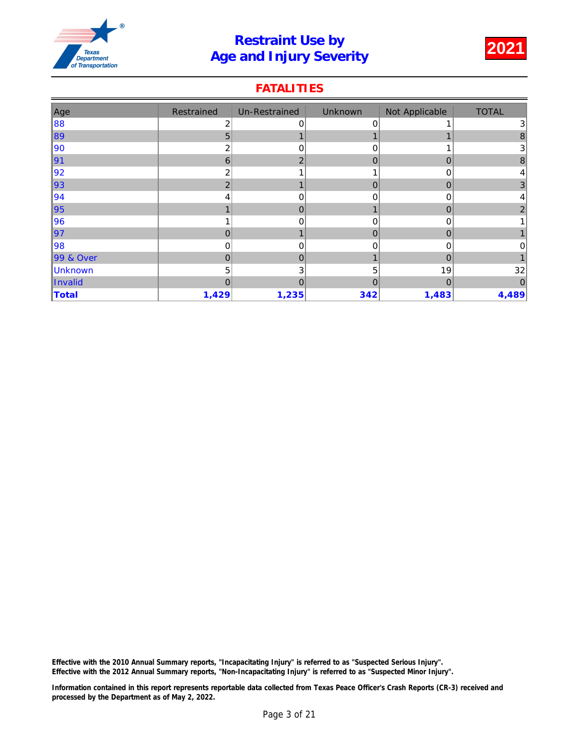# Restraint Use by Age and Injury Severity

**2021**

## FATALITIES

| Age | Restrained | Un-Restrained | Unknown | Not Applicable | TOTAL |
|---|---|---|---|---|---|
| 88 | 2 | 0 | 0 | 1 | 3 |
| 89 | 5 | 1 | 1 | 1 | 8 |
| 90 | 2 | 0 | 0 | 1 | 3 |
| 91 | 6 | 2 | 0 | 0 | 8 |
| 92 | 2 | 1 | 1 | 0 | 4 |
| 93 | 2 | 1 | 0 | 0 | 3 |
| 94 | 4 | 0 | 0 | 0 | 4 |
| 95 | 1 | 0 | 1 | 0 | 2 |
| 96 | 1 | 0 | 0 | 0 | 1 |
| 97 | 0 | 1 | 0 | 0 | 1 |
| 98 | 0 | 0 | 0 | 0 | 0 |
| 99 & Over | 0 | 0 | 1 | 0 | 1 |
| Unknown | 5 | 3 | 5 | 19 | 32 |
| Invalid | 0 | 0 | 0 | 0 | 0 |
| **Total** | **1,429** | **1,235** | **342** | **1,483** | **4,489** |

**Effective with the 2010 Annual Summary reports, "Incapacitating Injury" is referred to as "Suspected Serious Injury".**
**Effective with the 2012 Annual Summary reports, "Non-Incapacitating Injury" is referred to as "Suspected Minor Injury".**

**Information contained in this report represents reportable data collected from Texas Peace Officer's Crash Reports (CR-3) received and processed by the Department as of May 2, 2022.**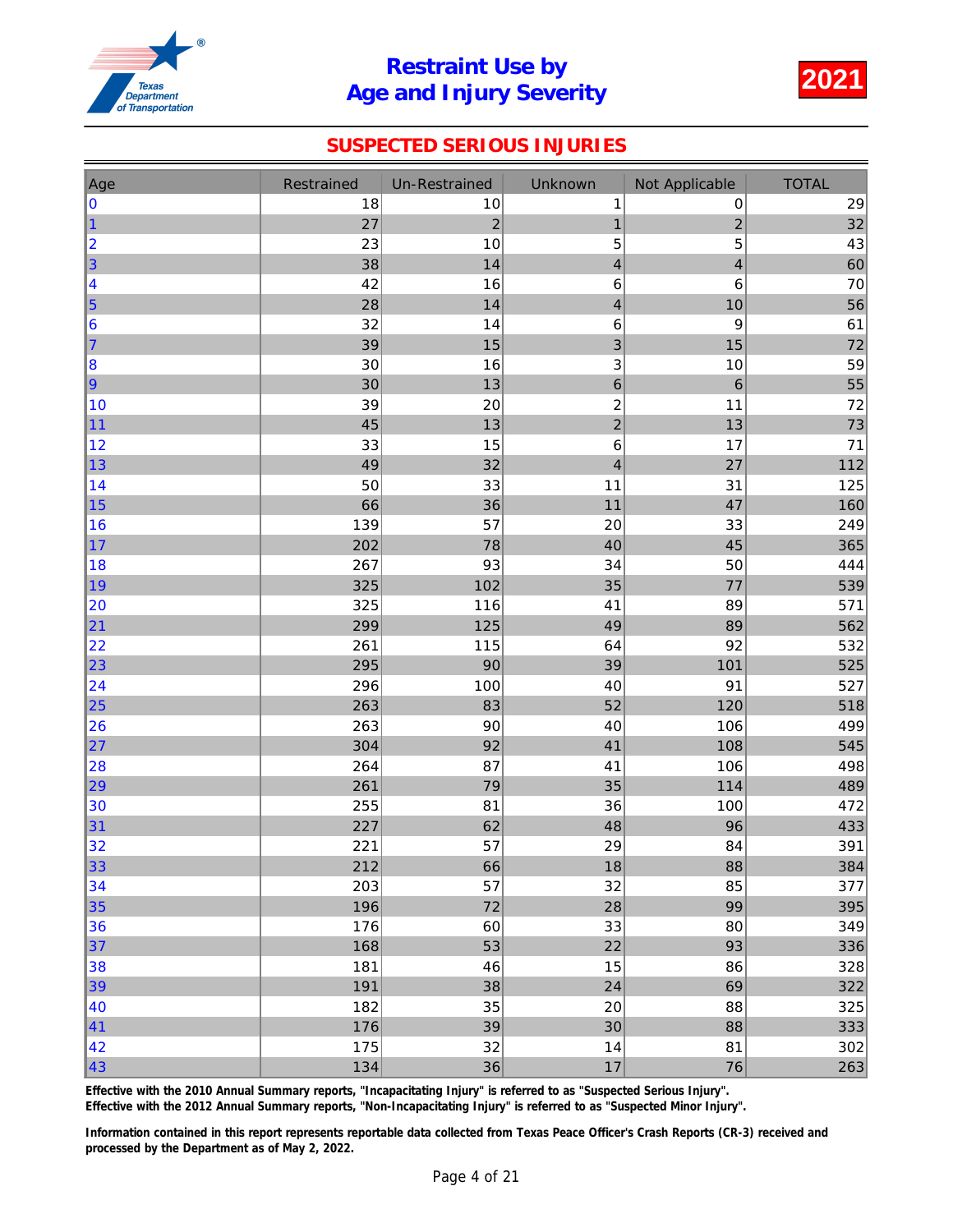# Restraint Use by Age and Injury Severity

**2021**

## SUSPECTED SERIOUS INJURIES

| Age | Restrained | Un-Restrained | Unknown | Not Applicable | TOTAL |
|---|---|---|---|---|---|
| 0 | 18 | 10 | 1 | 0 | 29 |
| 1 | 27 | 2 | 1 | 2 | 32 |
| 2 | 23 | 10 | 5 | 5 | 43 |
| 3 | 38 | 14 | 4 | 4 | 60 |
| 4 | 42 | 16 | 6 | 6 | 70 |
| 5 | 28 | 14 | 4 | 10 | 56 |
| 6 | 32 | 14 | 6 | 9 | 61 |
| 7 | 39 | 15 | 3 | 15 | 72 |
| 8 | 30 | 16 | 3 | 10 | 59 |
| 9 | 30 | 13 | 6 | 6 | 55 |
| 10 | 39 | 20 | 2 | 11 | 72 |
| 11 | 45 | 13 | 2 | 13 | 73 |
| 12 | 33 | 15 | 6 | 17 | 71 |
| 13 | 49 | 32 | 4 | 27 | 112 |
| 14 | 50 | 33 | 11 | 31 | 125 |
| 15 | 66 | 36 | 11 | 47 | 160 |
| 16 | 139 | 57 | 20 | 33 | 249 |
| 17 | 202 | 78 | 40 | 45 | 365 |
| 18 | 267 | 93 | 34 | 50 | 444 |
| 19 | 325 | 102 | 35 | 77 | 539 |
| 20 | 325 | 116 | 41 | 89 | 571 |
| 21 | 299 | 125 | 49 | 89 | 562 |
| 22 | 261 | 115 | 64 | 92 | 532 |
| 23 | 295 | 90 | 39 | 101 | 525 |
| 24 | 296 | 100 | 40 | 91 | 527 |
| 25 | 263 | 83 | 52 | 120 | 518 |
| 26 | 263 | 90 | 40 | 106 | 499 |
| 27 | 304 | 92 | 41 | 108 | 545 |
| 28 | 264 | 87 | 41 | 106 | 498 |
| 29 | 261 | 79 | 35 | 114 | 489 |
| 30 | 255 | 81 | 36 | 100 | 472 |
| 31 | 227 | 62 | 48 | 96 | 433 |
| 32 | 221 | 57 | 29 | 84 | 391 |
| 33 | 212 | 66 | 18 | 88 | 384 |
| 34 | 203 | 57 | 32 | 85 | 377 |
| 35 | 196 | 72 | 28 | 99 | 395 |
| 36 | 176 | 60 | 33 | 80 | 349 |
| 37 | 168 | 53 | 22 | 93 | 336 |
| 38 | 181 | 46 | 15 | 86 | 328 |
| 39 | 191 | 38 | 24 | 69 | 322 |
| 40 | 182 | 35 | 20 | 88 | 325 |
| 41 | 176 | 39 | 30 | 88 | 333 |
| 42 | 175 | 32 | 14 | 81 | 302 |
| 43 | 134 | 36 | 17 | 76 | 263 |

**Effective with the 2010 Annual Summary reports, "Incapacitating Injury" is referred to as "Suspected Serious Injury".**
**Effective with the 2012 Annual Summary reports, "Non-Incapacitating Injury" is referred to as "Suspected Minor Injury".**

**Information contained in this report represents reportable data collected from Texas Peace Officer's Crash Reports (CR-3) received and processed by the Department as of May 2, 2022.**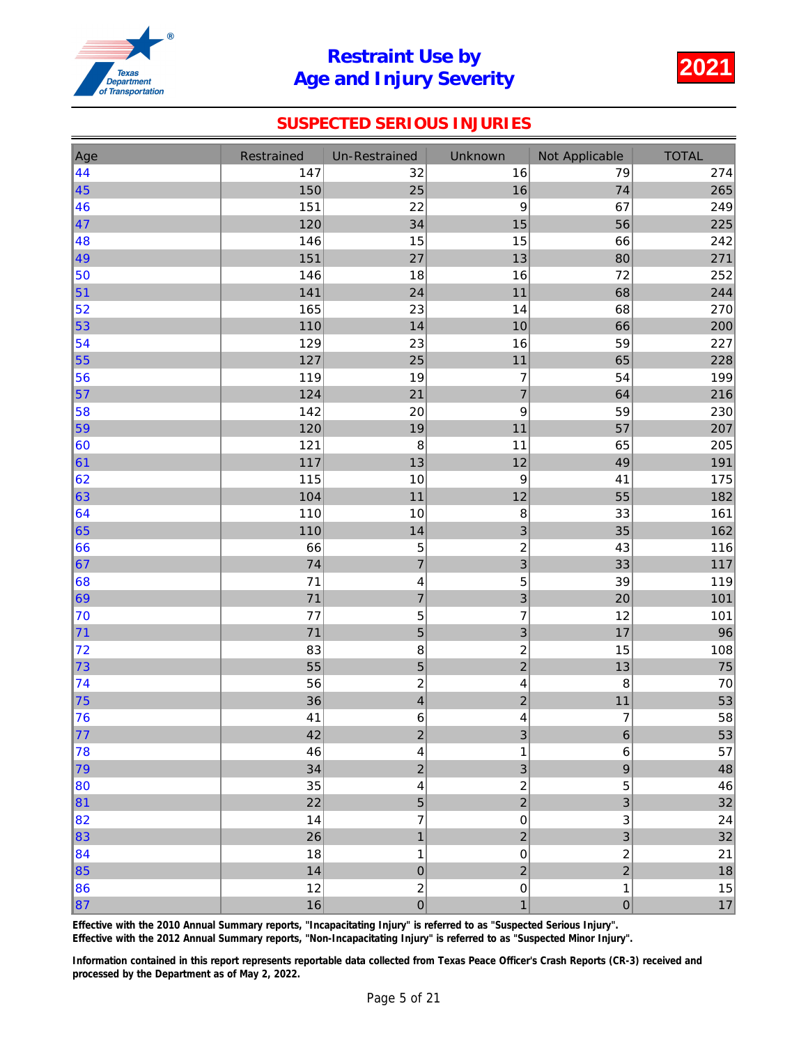# Restraint Use by Age and Injury Severity

# 2021

## SUSPECTED SERIOUS INJURIES

| Age | Restrained | Un-Restrained | Unknown | Not Applicable | TOTAL |
|---|---|---|---|---|---|
| 44 | 147 | 32 | 16 | 79 | 274 |
| 45 | 150 | 25 | 16 | 74 | 265 |
| 46 | 151 | 22 | 9 | 67 | 249 |
| 47 | 120 | 34 | 15 | 56 | 225 |
| 48 | 146 | 15 | 15 | 66 | 242 |
| 49 | 151 | 27 | 13 | 80 | 271 |
| 50 | 146 | 18 | 16 | 72 | 252 |
| 51 | 141 | 24 | 11 | 68 | 244 |
| 52 | 165 | 23 | 14 | 68 | 270 |
| 53 | 110 | 14 | 10 | 66 | 200 |
| 54 | 129 | 23 | 16 | 59 | 227 |
| 55 | 127 | 25 | 11 | 65 | 228 |
| 56 | 119 | 19 | 7 | 54 | 199 |
| 57 | 124 | 21 | 7 | 64 | 216 |
| 58 | 142 | 20 | 9 | 59 | 230 |
| 59 | 120 | 19 | 11 | 57 | 207 |
| 60 | 121 | 8 | 11 | 65 | 205 |
| 61 | 117 | 13 | 12 | 49 | 191 |
| 62 | 115 | 10 | 9 | 41 | 175 |
| 63 | 104 | 11 | 12 | 55 | 182 |
| 64 | 110 | 10 | 8 | 33 | 161 |
| 65 | 110 | 14 | 3 | 35 | 162 |
| 66 | 66 | 5 | 2 | 43 | 116 |
| 67 | 74 | 7 | 3 | 33 | 117 |
| 68 | 71 | 4 | 5 | 39 | 119 |
| 69 | 71 | 7 | 3 | 20 | 101 |
| 70 | 77 | 5 | 7 | 12 | 101 |
| 71 | 71 | 5 | 3 | 17 | 96 |
| 72 | 83 | 8 | 2 | 15 | 108 |
| 73 | 55 | 5 | 2 | 13 | 75 |
| 74 | 56 | 2 | 4 | 8 | 70 |
| 75 | 36 | 4 | 2 | 11 | 53 |
| 76 | 41 | 6 | 4 | 7 | 58 |
| 77 | 42 | 2 | 3 | 6 | 53 |
| 78 | 46 | 4 | 1 | 6 | 57 |
| 79 | 34 | 2 | 3 | 9 | 48 |
| 80 | 35 | 4 | 2 | 5 | 46 |
| 81 | 22 | 5 | 2 | 3 | 32 |
| 82 | 14 | 7 | 0 | 3 | 24 |
| 83 | 26 | 1 | 2 | 3 | 32 |
| 84 | 18 | 1 | 0 | 2 | 21 |
| 85 | 14 | 0 | 2 | 2 | 18 |
| 86 | 12 | 2 | 0 | 1 | 15 |
| 87 | 16 | 0 | 1 | 0 | 17 |

**Effective with the 2010 Annual Summary reports, "Incapacitating Injury" is referred to as "Suspected Serious Injury".**
**Effective with the 2012 Annual Summary reports, "Non-Incapacitating Injury" is referred to as "Suspected Minor Injury".**

**Information contained in this report represents reportable data collected from Texas Peace Officer's Crash Reports (CR-3) received and processed by the Department as of May 2, 2022.**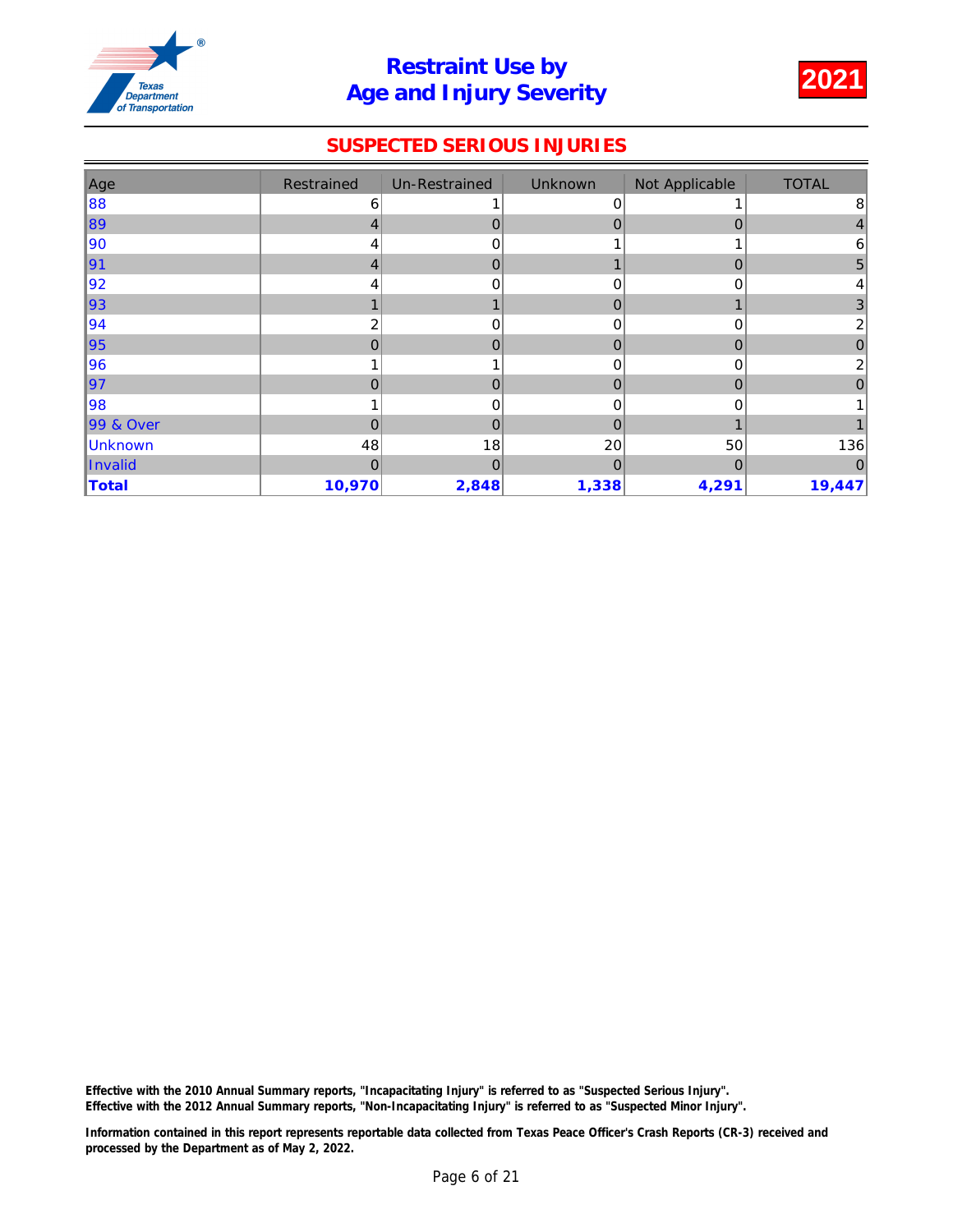# Restraint Use by Age and Injury Severity

**2021**

## SUSPECTED SERIOUS INJURIES

| Age | Restrained | Un-Restrained | Unknown | Not Applicable | TOTAL |
|---|---|---|---|---|---|
| 88 | 6 | 1 | 0 | 1 | 8 |
| 89 | 4 | 0 | 0 | 0 | 4 |
| 90 | 4 | 0 | 1 | 1 | 6 |
| 91 | 4 | 0 | 1 | 0 | 5 |
| 92 | 4 | 0 | 0 | 0 | 4 |
| 93 | 1 | 1 | 0 | 1 | 3 |
| 94 | 2 | 0 | 0 | 0 | 2 |
| 95 | 0 | 0 | 0 | 0 | 0 |
| 96 | 1 | 1 | 0 | 0 | 2 |
| 97 | 0 | 0 | 0 | 0 | 0 |
| 98 | 1 | 0 | 0 | 0 | 1 |
| 99 & Over | 0 | 0 | 0 | 1 | 1 |
| Unknown | 48 | 18 | 20 | 50 | 136 |
| Invalid | 0 | 0 | 0 | 0 | 0 |
| **Total** | **10,970** | **2,848** | **1,338** | **4,291** | **19,447** |

**Effective with the 2010 Annual Summary reports, "Incapacitating Injury" is referred to as "Suspected Serious Injury".**
**Effective with the 2012 Annual Summary reports, "Non-Incapacitating Injury" is referred to as "Suspected Minor Injury".**

**Information contained in this report represents reportable data collected from Texas Peace Officer's Crash Reports (CR-3) received and processed by the Department as of May 2, 2022.**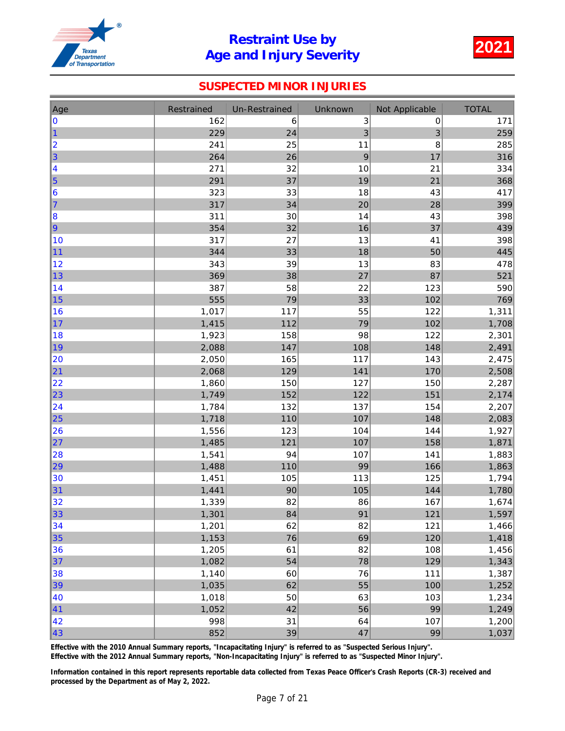# Restraint Use by Age and Injury Severity

2021

## SUSPECTED MINOR INJURIES

| Age | Restrained | Un-Restrained | Unknown | Not Applicable | TOTAL |
|---|---|---|---|---|---|
| 0 | 162 | 6 | 3 | 0 | 171 |
| 1 | 229 | 24 | 3 | 3 | 259 |
| 2 | 241 | 25 | 11 | 8 | 285 |
| 3 | 264 | 26 | 9 | 17 | 316 |
| 4 | 271 | 32 | 10 | 21 | 334 |
| 5 | 291 | 37 | 19 | 21 | 368 |
| 6 | 323 | 33 | 18 | 43 | 417 |
| 7 | 317 | 34 | 20 | 28 | 399 |
| 8 | 311 | 30 | 14 | 43 | 398 |
| 9 | 354 | 32 | 16 | 37 | 439 |
| 10 | 317 | 27 | 13 | 41 | 398 |
| 11 | 344 | 33 | 18 | 50 | 445 |
| 12 | 343 | 39 | 13 | 83 | 478 |
| 13 | 369 | 38 | 27 | 87 | 521 |
| 14 | 387 | 58 | 22 | 123 | 590 |
| 15 | 555 | 79 | 33 | 102 | 769 |
| 16 | 1,017 | 117 | 55 | 122 | 1,311 |
| 17 | 1,415 | 112 | 79 | 102 | 1,708 |
| 18 | 1,923 | 158 | 98 | 122 | 2,301 |
| 19 | 2,088 | 147 | 108 | 148 | 2,491 |
| 20 | 2,050 | 165 | 117 | 143 | 2,475 |
| 21 | 2,068 | 129 | 141 | 170 | 2,508 |
| 22 | 1,860 | 150 | 127 | 150 | 2,287 |
| 23 | 1,749 | 152 | 122 | 151 | 2,174 |
| 24 | 1,784 | 132 | 137 | 154 | 2,207 |
| 25 | 1,718 | 110 | 107 | 148 | 2,083 |
| 26 | 1,556 | 123 | 104 | 144 | 1,927 |
| 27 | 1,485 | 121 | 107 | 158 | 1,871 |
| 28 | 1,541 | 94 | 107 | 141 | 1,883 |
| 29 | 1,488 | 110 | 99 | 166 | 1,863 |
| 30 | 1,451 | 105 | 113 | 125 | 1,794 |
| 31 | 1,441 | 90 | 105 | 144 | 1,780 |
| 32 | 1,339 | 82 | 86 | 167 | 1,674 |
| 33 | 1,301 | 84 | 91 | 121 | 1,597 |
| 34 | 1,201 | 62 | 82 | 121 | 1,466 |
| 35 | 1,153 | 76 | 69 | 120 | 1,418 |
| 36 | 1,205 | 61 | 82 | 108 | 1,456 |
| 37 | 1,082 | 54 | 78 | 129 | 1,343 |
| 38 | 1,140 | 60 | 76 | 111 | 1,387 |
| 39 | 1,035 | 62 | 55 | 100 | 1,252 |
| 40 | 1,018 | 50 | 63 | 103 | 1,234 |
| 41 | 1,052 | 42 | 56 | 99 | 1,249 |
| 42 | 998 | 31 | 64 | 107 | 1,200 |
| 43 | 852 | 39 | 47 | 99 | 1,037 |

**Effective with the 2010 Annual Summary reports, "Incapacitating Injury" is referred to as "Suspected Serious Injury".**
**Effective with the 2012 Annual Summary reports, "Non-Incapacitating Injury" is referred to as "Suspected Minor Injury".**

**Information contained in this report represents reportable data collected from Texas Peace Officer's Crash Reports (CR-3) received and processed by the Department as of May 2, 2022.**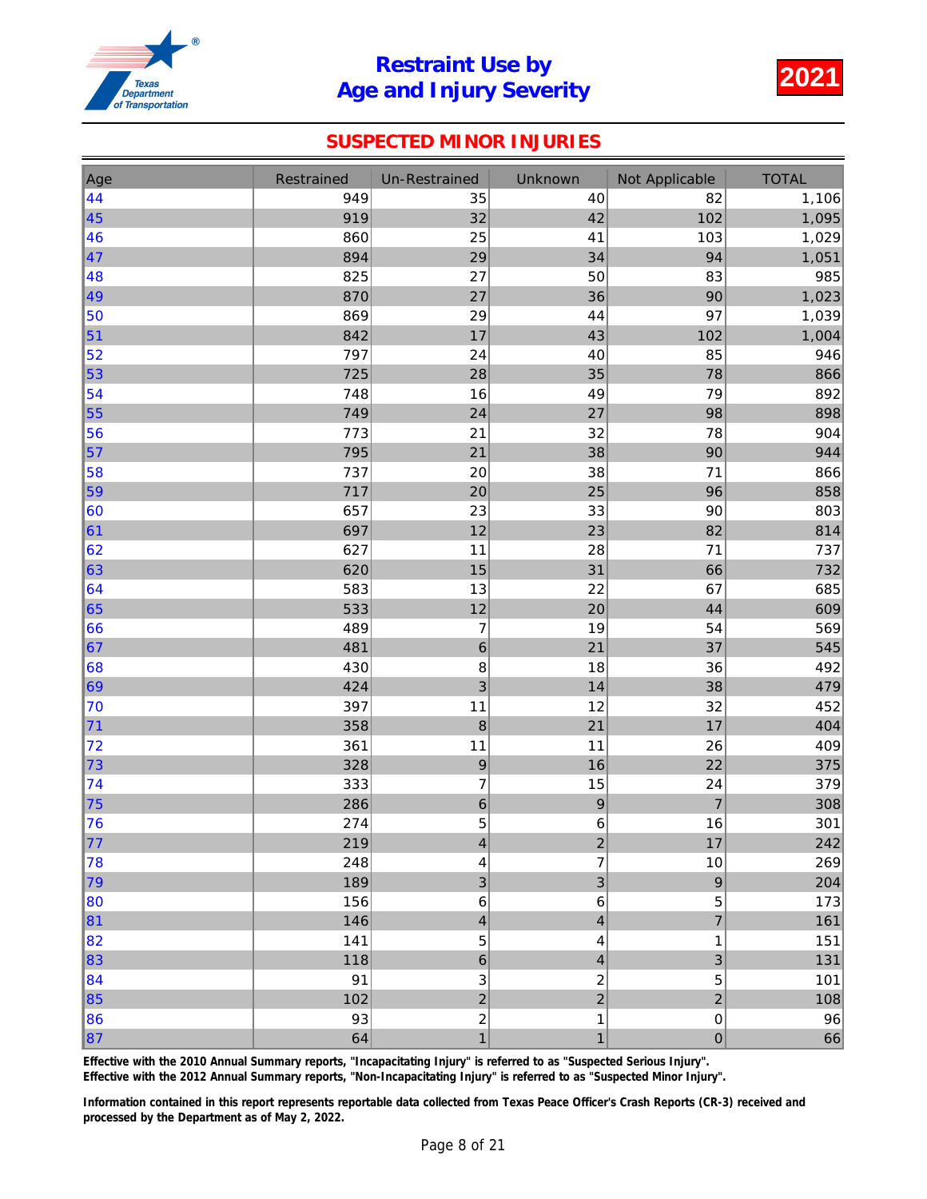# Restraint Use by Age and Injury Severity

**2021**

## SUSPECTED MINOR INJURIES

| Age | Restrained | Un-Restrained | Unknown | Not Applicable | TOTAL |
|---|---|---|---|---|---|
| 44 | 949 | 35 | 40 | 82 | 1,106 |
| 45 | 919 | 32 | 42 | 102 | 1,095 |
| 46 | 860 | 25 | 41 | 103 | 1,029 |
| 47 | 894 | 29 | 34 | 94 | 1,051 |
| 48 | 825 | 27 | 50 | 83 | 985 |
| 49 | 870 | 27 | 36 | 90 | 1,023 |
| 50 | 869 | 29 | 44 | 97 | 1,039 |
| 51 | 842 | 17 | 43 | 102 | 1,004 |
| 52 | 797 | 24 | 40 | 85 | 946 |
| 53 | 725 | 28 | 35 | 78 | 866 |
| 54 | 748 | 16 | 49 | 79 | 892 |
| 55 | 749 | 24 | 27 | 98 | 898 |
| 56 | 773 | 21 | 32 | 78 | 904 |
| 57 | 795 | 21 | 38 | 90 | 944 |
| 58 | 737 | 20 | 38 | 71 | 866 |
| 59 | 717 | 20 | 25 | 96 | 858 |
| 60 | 657 | 23 | 33 | 90 | 803 |
| 61 | 697 | 12 | 23 | 82 | 814 |
| 62 | 627 | 11 | 28 | 71 | 737 |
| 63 | 620 | 15 | 31 | 66 | 732 |
| 64 | 583 | 13 | 22 | 67 | 685 |
| 65 | 533 | 12 | 20 | 44 | 609 |
| 66 | 489 | 7 | 19 | 54 | 569 |
| 67 | 481 | 6 | 21 | 37 | 545 |
| 68 | 430 | 8 | 18 | 36 | 492 |
| 69 | 424 | 3 | 14 | 38 | 479 |
| 70 | 397 | 11 | 12 | 32 | 452 |
| 71 | 358 | 8 | 21 | 17 | 404 |
| 72 | 361 | 11 | 11 | 26 | 409 |
| 73 | 328 | 9 | 16 | 22 | 375 |
| 74 | 333 | 7 | 15 | 24 | 379 |
| 75 | 286 | 6 | 9 | 7 | 308 |
| 76 | 274 | 5 | 6 | 16 | 301 |
| 77 | 219 | 4 | 2 | 17 | 242 |
| 78 | 248 | 4 | 7 | 10 | 269 |
| 79 | 189 | 3 | 3 | 9 | 204 |
| 80 | 156 | 6 | 6 | 5 | 173 |
| 81 | 146 | 4 | 4 | 7 | 161 |
| 82 | 141 | 5 | 4 | 1 | 151 |
| 83 | 118 | 6 | 4 | 3 | 131 |
| 84 | 91 | 3 | 2 | 5 | 101 |
| 85 | 102 | 2 | 2 | 2 | 108 |
| 86 | 93 | 2 | 1 | 0 | 96 |
| 87 | 64 | 1 | 1 | 0 | 66 |

**Effective with the 2010 Annual Summary reports, "Incapacitating Injury" is referred to as "Suspected Serious Injury".**
**Effective with the 2012 Annual Summary reports, "Non-Incapacitating Injury" is referred to as "Suspected Minor Injury".**

**Information contained in this report represents reportable data collected from Texas Peace Officer's Crash Reports (CR-3) received and processed by the Department as of May 2, 2022.**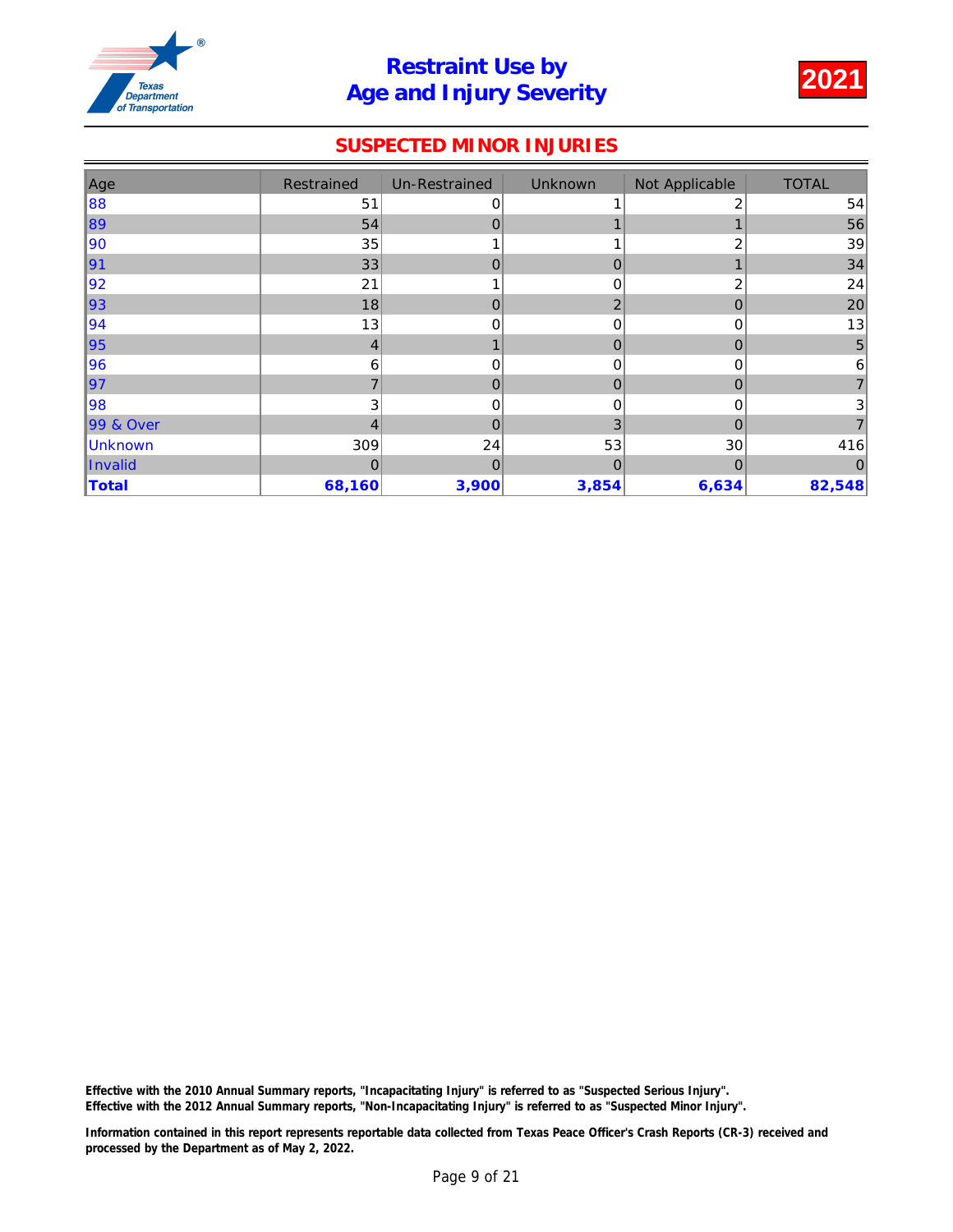# Restraint Use by Age and Injury Severity

2021

## SUSPECTED MINOR INJURIES

| Age | Restrained | Un-Restrained | Unknown | Not Applicable | TOTAL |
|---|---|---|---|---|---|
| 88 | 51 | 0 | 1 | 2 | 54 |
| 89 | 54 | 0 | 1 | 1 | 56 |
| 90 | 35 | 1 | 1 | 2 | 39 |
| 91 | 33 | 0 | 0 | 1 | 34 |
| 92 | 21 | 1 | 0 | 2 | 24 |
| 93 | 18 | 0 | 2 | 0 | 20 |
| 94 | 13 | 0 | 0 | 0 | 13 |
| 95 | 4 | 1 | 0 | 0 | 5 |
| 96 | 6 | 0 | 0 | 0 | 6 |
| 97 | 7 | 0 | 0 | 0 | 7 |
| 98 | 3 | 0 | 0 | 0 | 3 |
| 99 & Over | 4 | 0 | 3 | 0 | 7 |
| Unknown | 309 | 24 | 53 | 30 | 416 |
| Invalid | 0 | 0 | 0 | 0 | 0 |
| **Total** | **68,160** | **3,900** | **3,854** | **6,634** | **82,548** |

**Effective with the 2010 Annual Summary reports, "Incapacitating Injury" is referred to as "Suspected Serious Injury".**
**Effective with the 2012 Annual Summary reports, "Non-Incapacitating Injury" is referred to as "Suspected Minor Injury".**

**Information contained in this report represents reportable data collected from Texas Peace Officer's Crash Reports (CR-3) received and processed by the Department as of May 2, 2022.**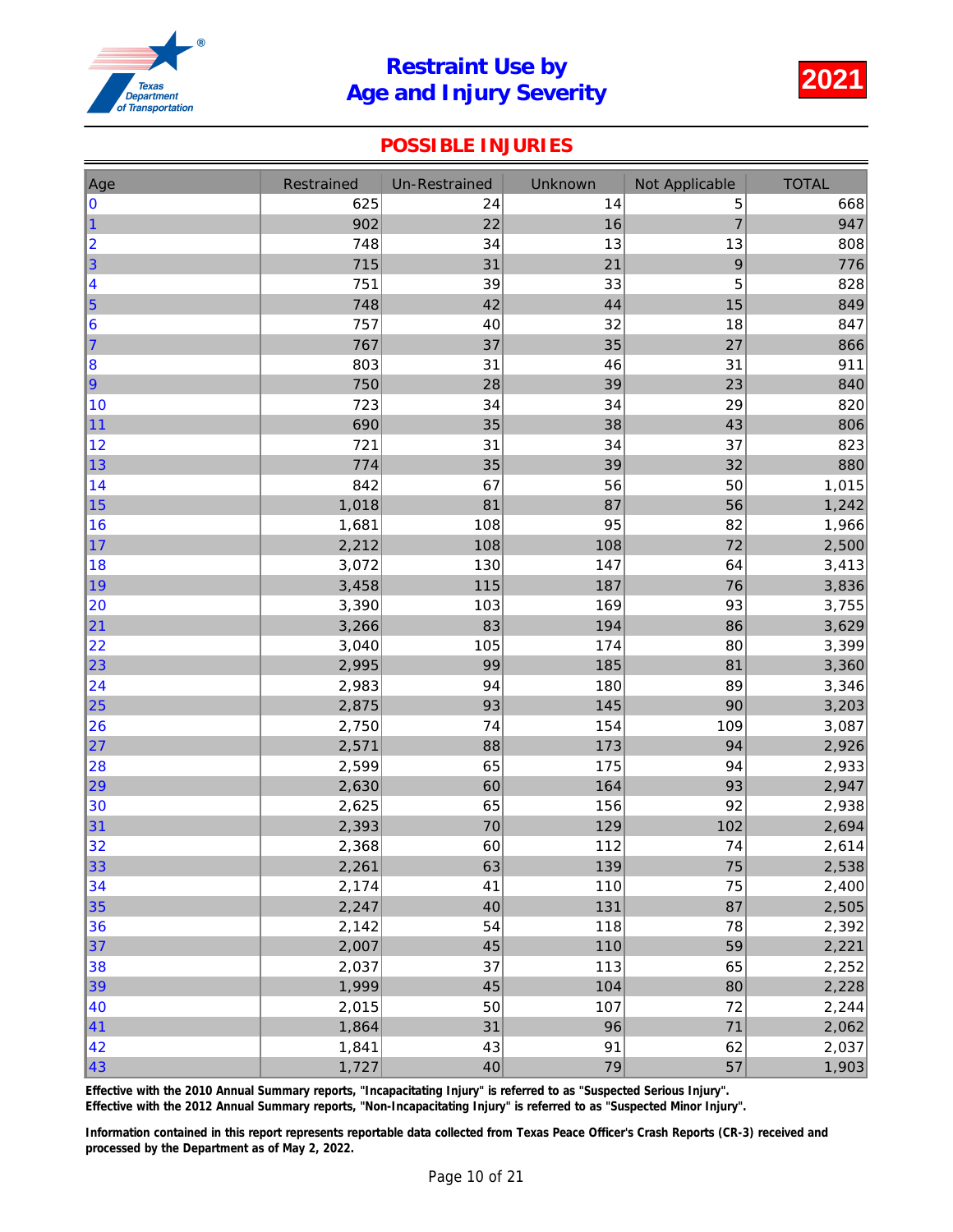# Restraint Use by Age and Injury Severity

**2021**

## POSSIBLE INJURIES

| Age | Restrained | Un-Restrained | Unknown | Not Applicable | TOTAL |
|---|---|---|---|---|---|
| 0 | 625 | 24 | 14 | 5 | 668 |
| 1 | 902 | 22 | 16 | 7 | 947 |
| 2 | 748 | 34 | 13 | 13 | 808 |
| 3 | 715 | 31 | 21 | 9 | 776 |
| 4 | 751 | 39 | 33 | 5 | 828 |
| 5 | 748 | 42 | 44 | 15 | 849 |
| 6 | 757 | 40 | 32 | 18 | 847 |
| 7 | 767 | 37 | 35 | 27 | 866 |
| 8 | 803 | 31 | 46 | 31 | 911 |
| 9 | 750 | 28 | 39 | 23 | 840 |
| 10 | 723 | 34 | 34 | 29 | 820 |
| 11 | 690 | 35 | 38 | 43 | 806 |
| 12 | 721 | 31 | 34 | 37 | 823 |
| 13 | 774 | 35 | 39 | 32 | 880 |
| 14 | 842 | 67 | 56 | 50 | 1,015 |
| 15 | 1,018 | 81 | 87 | 56 | 1,242 |
| 16 | 1,681 | 108 | 95 | 82 | 1,966 |
| 17 | 2,212 | 108 | 108 | 72 | 2,500 |
| 18 | 3,072 | 130 | 147 | 64 | 3,413 |
| 19 | 3,458 | 115 | 187 | 76 | 3,836 |
| 20 | 3,390 | 103 | 169 | 93 | 3,755 |
| 21 | 3,266 | 83 | 194 | 86 | 3,629 |
| 22 | 3,040 | 105 | 174 | 80 | 3,399 |
| 23 | 2,995 | 99 | 185 | 81 | 3,360 |
| 24 | 2,983 | 94 | 180 | 89 | 3,346 |
| 25 | 2,875 | 93 | 145 | 90 | 3,203 |
| 26 | 2,750 | 74 | 154 | 109 | 3,087 |
| 27 | 2,571 | 88 | 173 | 94 | 2,926 |
| 28 | 2,599 | 65 | 175 | 94 | 2,933 |
| 29 | 2,630 | 60 | 164 | 93 | 2,947 |
| 30 | 2,625 | 65 | 156 | 92 | 2,938 |
| 31 | 2,393 | 70 | 129 | 102 | 2,694 |
| 32 | 2,368 | 60 | 112 | 74 | 2,614 |
| 33 | 2,261 | 63 | 139 | 75 | 2,538 |
| 34 | 2,174 | 41 | 110 | 75 | 2,400 |
| 35 | 2,247 | 40 | 131 | 87 | 2,505 |
| 36 | 2,142 | 54 | 118 | 78 | 2,392 |
| 37 | 2,007 | 45 | 110 | 59 | 2,221 |
| 38 | 2,037 | 37 | 113 | 65 | 2,252 |
| 39 | 1,999 | 45 | 104 | 80 | 2,228 |
| 40 | 2,015 | 50 | 107 | 72 | 2,244 |
| 41 | 1,864 | 31 | 96 | 71 | 2,062 |
| 42 | 1,841 | 43 | 91 | 62 | 2,037 |
| 43 | 1,727 | 40 | 79 | 57 | 1,903 |

**Effective with the 2010 Annual Summary reports, "Incapacitating Injury" is referred to as "Suspected Serious Injury".**
**Effective with the 2012 Annual Summary reports, "Non-Incapacitating Injury" is referred to as "Suspected Minor Injury".**

**Information contained in this report represents reportable data collected from Texas Peace Officer's Crash Reports (CR-3) received and processed by the Department as of May 2, 2022.**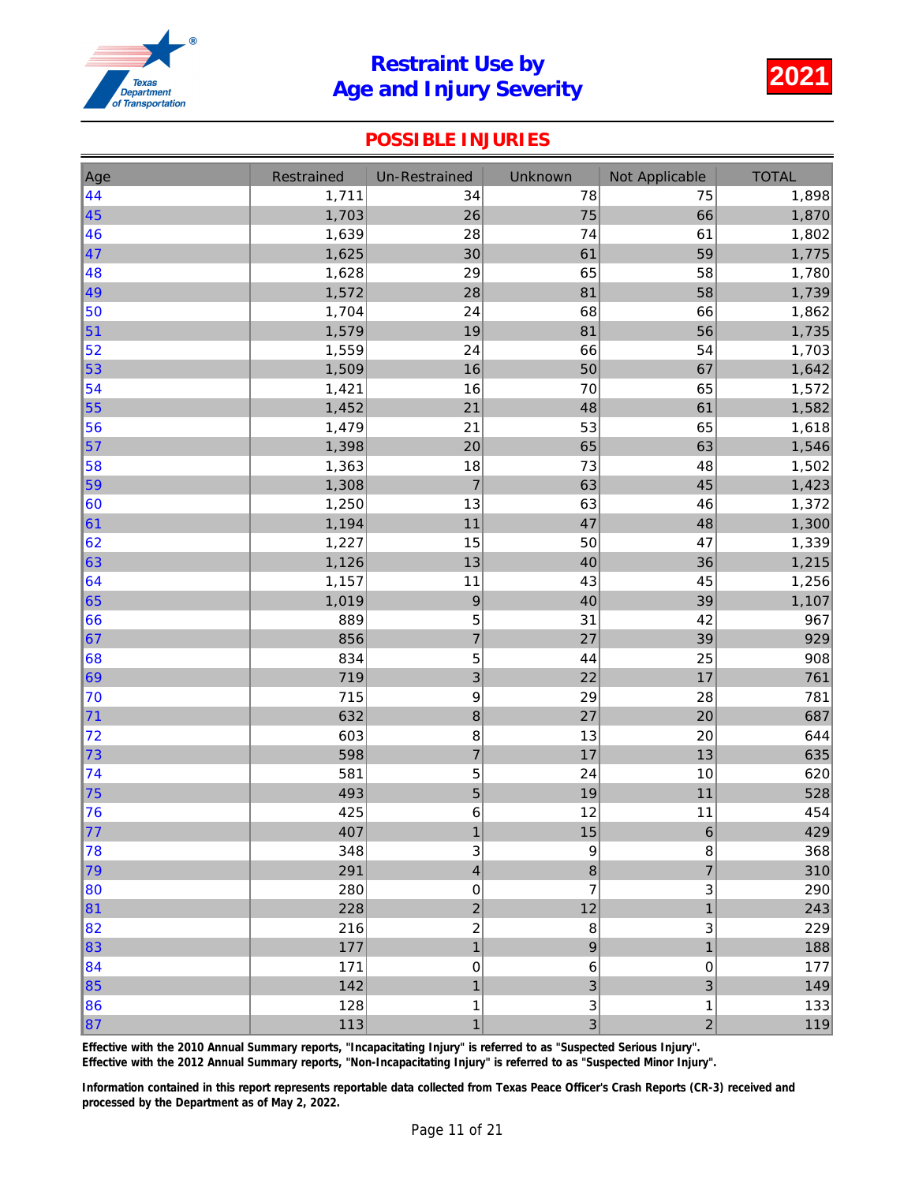# Restraint Use by Age and Injury Severity

# 2021

## POSSIBLE INJURIES

| Age | Restrained | Un-Restrained | Unknown | Not Applicable | TOTAL |
|---|---|---|---|---|---|
| 44 | 1,711 | 34 | 78 | 75 | 1,898 |
| 45 | 1,703 | 26 | 75 | 66 | 1,870 |
| 46 | 1,639 | 28 | 74 | 61 | 1,802 |
| 47 | 1,625 | 30 | 61 | 59 | 1,775 |
| 48 | 1,628 | 29 | 65 | 58 | 1,780 |
| 49 | 1,572 | 28 | 81 | 58 | 1,739 |
| 50 | 1,704 | 24 | 68 | 66 | 1,862 |
| 51 | 1,579 | 19 | 81 | 56 | 1,735 |
| 52 | 1,559 | 24 | 66 | 54 | 1,703 |
| 53 | 1,509 | 16 | 50 | 67 | 1,642 |
| 54 | 1,421 | 16 | 70 | 65 | 1,572 |
| 55 | 1,452 | 21 | 48 | 61 | 1,582 |
| 56 | 1,479 | 21 | 53 | 65 | 1,618 |
| 57 | 1,398 | 20 | 65 | 63 | 1,546 |
| 58 | 1,363 | 18 | 73 | 48 | 1,502 |
| 59 | 1,308 | 7 | 63 | 45 | 1,423 |
| 60 | 1,250 | 13 | 63 | 46 | 1,372 |
| 61 | 1,194 | 11 | 47 | 48 | 1,300 |
| 62 | 1,227 | 15 | 50 | 47 | 1,339 |
| 63 | 1,126 | 13 | 40 | 36 | 1,215 |
| 64 | 1,157 | 11 | 43 | 45 | 1,256 |
| 65 | 1,019 | 9 | 40 | 39 | 1,107 |
| 66 | 889 | 5 | 31 | 42 | 967 |
| 67 | 856 | 7 | 27 | 39 | 929 |
| 68 | 834 | 5 | 44 | 25 | 908 |
| 69 | 719 | 3 | 22 | 17 | 761 |
| 70 | 715 | 9 | 29 | 28 | 781 |
| 71 | 632 | 8 | 27 | 20 | 687 |
| 72 | 603 | 8 | 13 | 20 | 644 |
| 73 | 598 | 7 | 17 | 13 | 635 |
| 74 | 581 | 5 | 24 | 10 | 620 |
| 75 | 493 | 5 | 19 | 11 | 528 |
| 76 | 425 | 6 | 12 | 11 | 454 |
| 77 | 407 | 1 | 15 | 6 | 429 |
| 78 | 348 | 3 | 9 | 8 | 368 |
| 79 | 291 | 4 | 8 | 7 | 310 |
| 80 | 280 | 0 | 7 | 3 | 290 |
| 81 | 228 | 2 | 12 | 1 | 243 |
| 82 | 216 | 2 | 8 | 3 | 229 |
| 83 | 177 | 1 | 9 | 1 | 188 |
| 84 | 171 | 0 | 6 | 0 | 177 |
| 85 | 142 | 1 | 3 | 3 | 149 |
| 86 | 128 | 1 | 3 | 1 | 133 |
| 87 | 113 | 1 | 3 | 2 | 119 |

**Effective with the 2010 Annual Summary reports, "Incapacitating Injury" is referred to as "Suspected Serious Injury".**
**Effective with the 2012 Annual Summary reports, "Non-Incapacitating Injury" is referred to as "Suspected Minor Injury".**

**Information contained in this report represents reportable data collected from Texas Peace Officer's Crash Reports (CR-3) received and processed by the Department as of May 2, 2022.**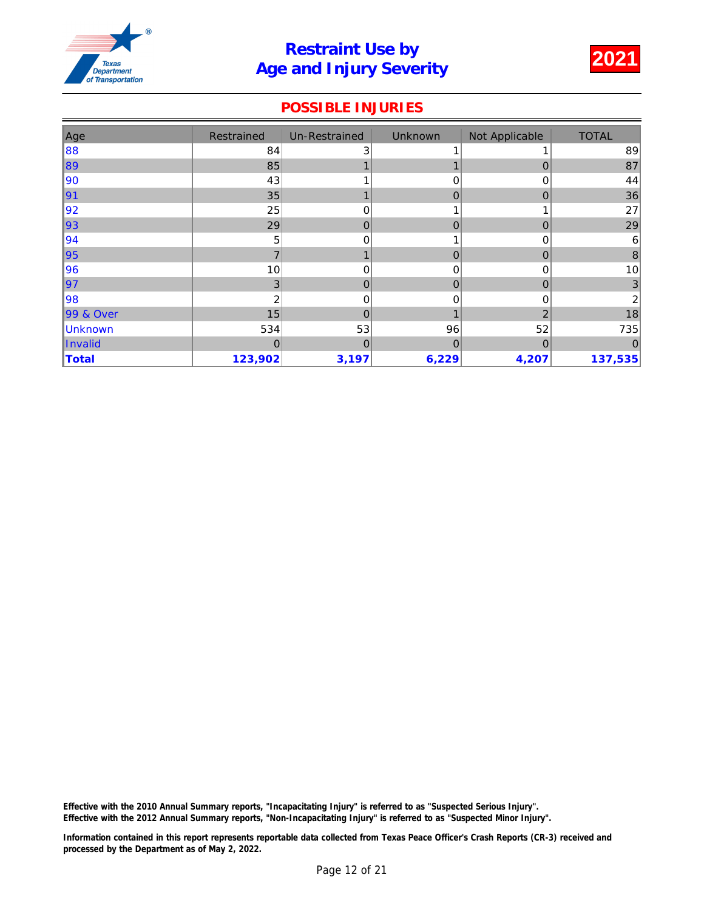# Restraint Use by Age and Injury Severity

2021

## POSSIBLE INJURIES

| Age | Restrained | Un-Restrained | Unknown | Not Applicable | TOTAL |
|---|---|---|---|---|---|
| 88 | 84 | 3 | 1 | 1 | 89 |
| 89 | 85 | 1 | 1 | 0 | 87 |
| 90 | 43 | 1 | 0 | 0 | 44 |
| 91 | 35 | 1 | 0 | 0 | 36 |
| 92 | 25 | 0 | 1 | 1 | 27 |
| 93 | 29 | 0 | 0 | 0 | 29 |
| 94 | 5 | 0 | 1 | 0 | 6 |
| 95 | 7 | 1 | 0 | 0 | 8 |
| 96 | 10 | 0 | 0 | 0 | 10 |
| 97 | 3 | 0 | 0 | 0 | 3 |
| 98 | 2 | 0 | 0 | 0 | 2 |
| 99 & Over | 15 | 0 | 1 | 2 | 18 |
| Unknown | 534 | 53 | 96 | 52 | 735 |
| Invalid | 0 | 0 | 0 | 0 | 0 |
| **Total** | **123,902** | **3,197** | **6,229** | **4,207** | **137,535** |

**Effective with the 2010 Annual Summary reports, "Incapacitating Injury" is referred to as "Suspected Serious Injury".**
**Effective with the 2012 Annual Summary reports, "Non-Incapacitating Injury" is referred to as "Suspected Minor Injury".**

**Information contained in this report represents reportable data collected from Texas Peace Officer's Crash Reports (CR-3) received and processed by the Department as of May 2, 2022.**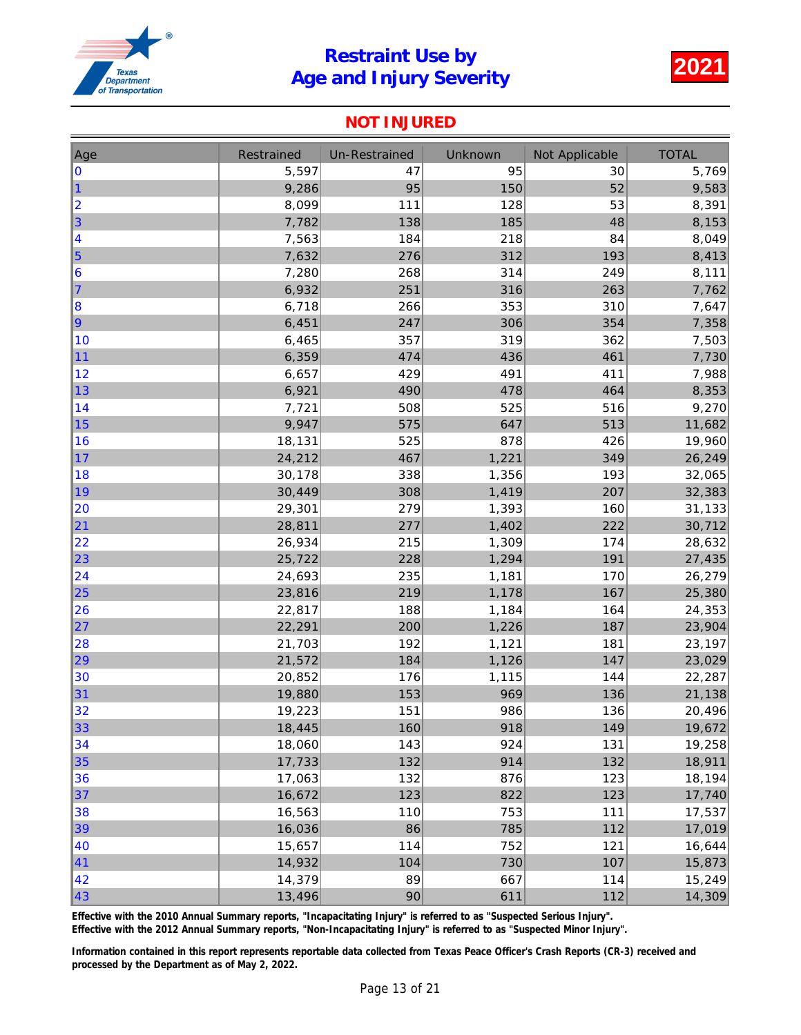# Restraint Use by Age and Injury Severity

**2021**

## NOT INJURED

| Age | Restrained | Un-Restrained | Unknown | Not Applicable | TOTAL |
|---|---|---|---|---|---|
| 0 | 5,597 | 47 | 95 | 30 | 5,769 |
| 1 | 9,286 | 95 | 150 | 52 | 9,583 |
| 2 | 8,099 | 111 | 128 | 53 | 8,391 |
| 3 | 7,782 | 138 | 185 | 48 | 8,153 |
| 4 | 7,563 | 184 | 218 | 84 | 8,049 |
| 5 | 7,632 | 276 | 312 | 193 | 8,413 |
| 6 | 7,280 | 268 | 314 | 249 | 8,111 |
| 7 | 6,932 | 251 | 316 | 263 | 7,762 |
| 8 | 6,718 | 266 | 353 | 310 | 7,647 |
| 9 | 6,451 | 247 | 306 | 354 | 7,358 |
| 10 | 6,465 | 357 | 319 | 362 | 7,503 |
| 11 | 6,359 | 474 | 436 | 461 | 7,730 |
| 12 | 6,657 | 429 | 491 | 411 | 7,988 |
| 13 | 6,921 | 490 | 478 | 464 | 8,353 |
| 14 | 7,721 | 508 | 525 | 516 | 9,270 |
| 15 | 9,947 | 575 | 647 | 513 | 11,682 |
| 16 | 18,131 | 525 | 878 | 426 | 19,960 |
| 17 | 24,212 | 467 | 1,221 | 349 | 26,249 |
| 18 | 30,178 | 338 | 1,356 | 193 | 32,065 |
| 19 | 30,449 | 308 | 1,419 | 207 | 32,383 |
| 20 | 29,301 | 279 | 1,393 | 160 | 31,133 |
| 21 | 28,811 | 277 | 1,402 | 222 | 30,712 |
| 22 | 26,934 | 215 | 1,309 | 174 | 28,632 |
| 23 | 25,722 | 228 | 1,294 | 191 | 27,435 |
| 24 | 24,693 | 235 | 1,181 | 170 | 26,279 |
| 25 | 23,816 | 219 | 1,178 | 167 | 25,380 |
| 26 | 22,817 | 188 | 1,184 | 164 | 24,353 |
| 27 | 22,291 | 200 | 1,226 | 187 | 23,904 |
| 28 | 21,703 | 192 | 1,121 | 181 | 23,197 |
| 29 | 21,572 | 184 | 1,126 | 147 | 23,029 |
| 30 | 20,852 | 176 | 1,115 | 144 | 22,287 |
| 31 | 19,880 | 153 | 969 | 136 | 21,138 |
| 32 | 19,223 | 151 | 986 | 136 | 20,496 |
| 33 | 18,445 | 160 | 918 | 149 | 19,672 |
| 34 | 18,060 | 143 | 924 | 131 | 19,258 |
| 35 | 17,733 | 132 | 914 | 132 | 18,911 |
| 36 | 17,063 | 132 | 876 | 123 | 18,194 |
| 37 | 16,672 | 123 | 822 | 123 | 17,740 |
| 38 | 16,563 | 110 | 753 | 111 | 17,537 |
| 39 | 16,036 | 86 | 785 | 112 | 17,019 |
| 40 | 15,657 | 114 | 752 | 121 | 16,644 |
| 41 | 14,932 | 104 | 730 | 107 | 15,873 |
| 42 | 14,379 | 89 | 667 | 114 | 15,249 |
| 43 | 13,496 | 90 | 611 | 112 | 14,309 |

**Effective with the 2010 Annual Summary reports, "Incapacitating Injury" is referred to as "Suspected Serious Injury".**
**Effective with the 2012 Annual Summary reports, "Non-Incapacitating Injury" is referred to as "Suspected Minor Injury".**

**Information contained in this report represents reportable data collected from Texas Peace Officer's Crash Reports (CR-3) received and processed by the Department as of May 2, 2022.**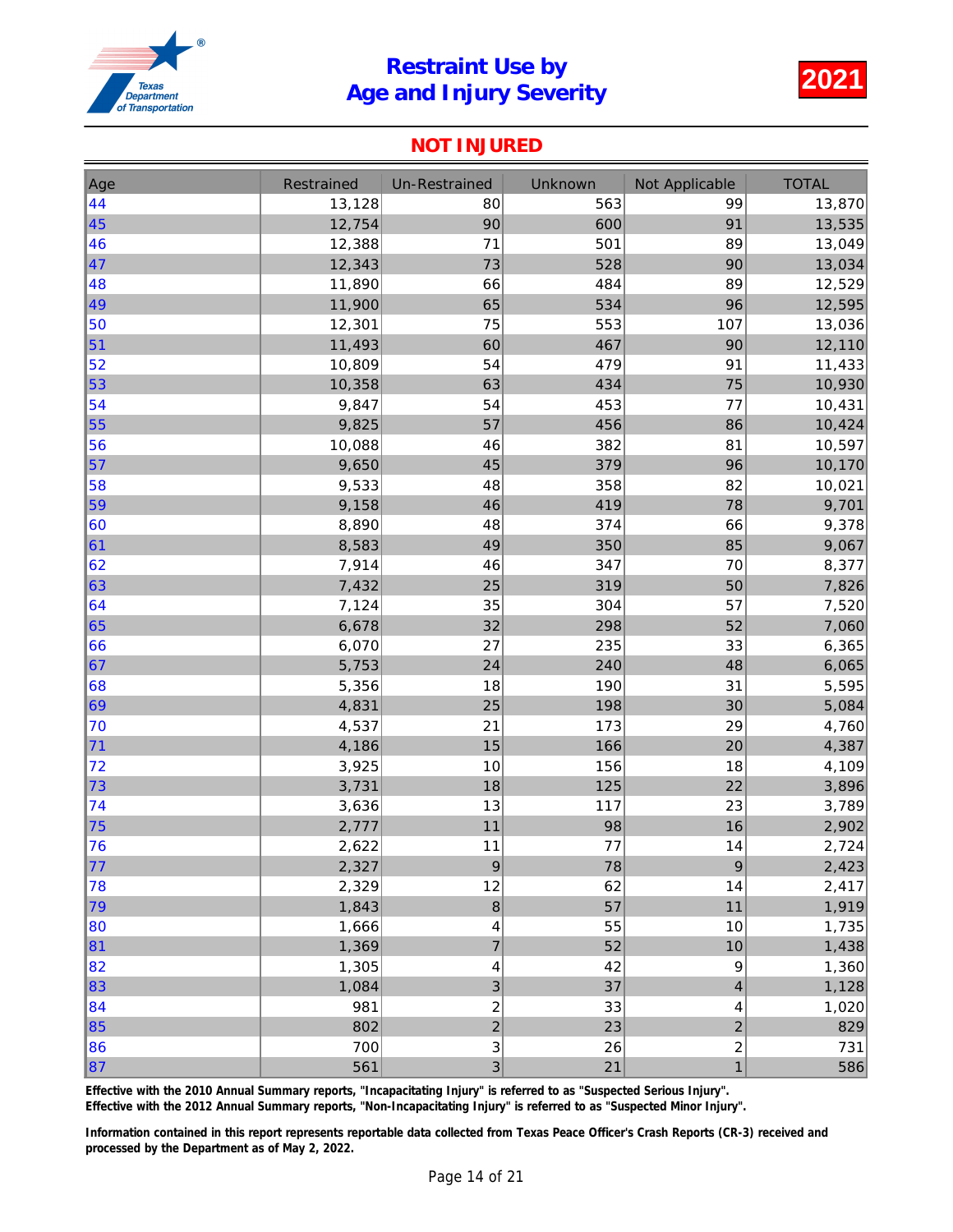# Restraint Use by Age and Injury Severity

**2021**

## NOT INJURED

| Age | Restrained | Un-Restrained | Unknown | Not Applicable | TOTAL |
|---|---|---|---|---|---|
| 44 | 13,128 | 80 | 563 | 99 | 13,870 |
| 45 | 12,754 | 90 | 600 | 91 | 13,535 |
| 46 | 12,388 | 71 | 501 | 89 | 13,049 |
| 47 | 12,343 | 73 | 528 | 90 | 13,034 |
| 48 | 11,890 | 66 | 484 | 89 | 12,529 |
| 49 | 11,900 | 65 | 534 | 96 | 12,595 |
| 50 | 12,301 | 75 | 553 | 107 | 13,036 |
| 51 | 11,493 | 60 | 467 | 90 | 12,110 |
| 52 | 10,809 | 54 | 479 | 91 | 11,433 |
| 53 | 10,358 | 63 | 434 | 75 | 10,930 |
| 54 | 9,847 | 54 | 453 | 77 | 10,431 |
| 55 | 9,825 | 57 | 456 | 86 | 10,424 |
| 56 | 10,088 | 46 | 382 | 81 | 10,597 |
| 57 | 9,650 | 45 | 379 | 96 | 10,170 |
| 58 | 9,533 | 48 | 358 | 82 | 10,021 |
| 59 | 9,158 | 46 | 419 | 78 | 9,701 |
| 60 | 8,890 | 48 | 374 | 66 | 9,378 |
| 61 | 8,583 | 49 | 350 | 85 | 9,067 |
| 62 | 7,914 | 46 | 347 | 70 | 8,377 |
| 63 | 7,432 | 25 | 319 | 50 | 7,826 |
| 64 | 7,124 | 35 | 304 | 57 | 7,520 |
| 65 | 6,678 | 32 | 298 | 52 | 7,060 |
| 66 | 6,070 | 27 | 235 | 33 | 6,365 |
| 67 | 5,753 | 24 | 240 | 48 | 6,065 |
| 68 | 5,356 | 18 | 190 | 31 | 5,595 |
| 69 | 4,831 | 25 | 198 | 30 | 5,084 |
| 70 | 4,537 | 21 | 173 | 29 | 4,760 |
| 71 | 4,186 | 15 | 166 | 20 | 4,387 |
| 72 | 3,925 | 10 | 156 | 18 | 4,109 |
| 73 | 3,731 | 18 | 125 | 22 | 3,896 |
| 74 | 3,636 | 13 | 117 | 23 | 3,789 |
| 75 | 2,777 | 11 | 98 | 16 | 2,902 |
| 76 | 2,622 | 11 | 77 | 14 | 2,724 |
| 77 | 2,327 | 9 | 78 | 9 | 2,423 |
| 78 | 2,329 | 12 | 62 | 14 | 2,417 |
| 79 | 1,843 | 8 | 57 | 11 | 1,919 |
| 80 | 1,666 | 4 | 55 | 10 | 1,735 |
| 81 | 1,369 | 7 | 52 | 10 | 1,438 |
| 82 | 1,305 | 4 | 42 | 9 | 1,360 |
| 83 | 1,084 | 3 | 37 | 4 | 1,128 |
| 84 | 981 | 2 | 33 | 4 | 1,020 |
| 85 | 802 | 2 | 23 | 2 | 829 |
| 86 | 700 | 3 | 26 | 2 | 731 |
| 87 | 561 | 3 | 21 | 1 | 586 |

**Effective with the 2010 Annual Summary reports, "Incapacitating Injury" is referred to as "Suspected Serious Injury".**
**Effective with the 2012 Annual Summary reports, "Non-Incapacitating Injury" is referred to as "Suspected Minor Injury".**

**Information contained in this report represents reportable data collected from Texas Peace Officer's Crash Reports (CR-3) received and processed by the Department as of May 2, 2022.**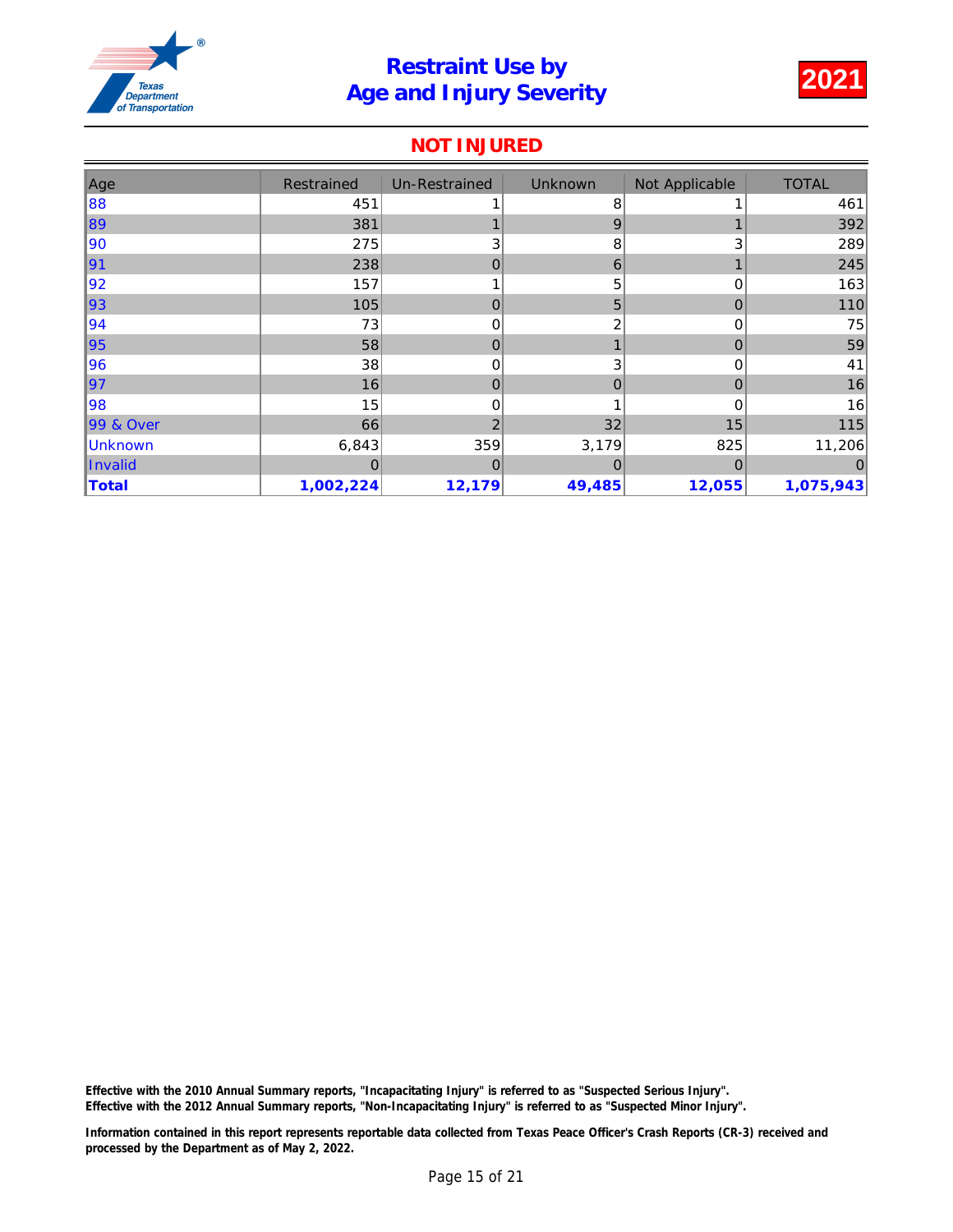# Restraint Use by Age and Injury Severity

2021

## NOT INJURED

| Age | Restrained | Un-Restrained | Unknown | Not Applicable | TOTAL |
|---|---|---|---|---|---|
| 88 | 451 | 1 | 8 | 1 | 461 |
| 89 | 381 | 1 | 9 | 1 | 392 |
| 90 | 275 | 3 | 8 | 3 | 289 |
| 91 | 238 | 0 | 6 | 1 | 245 |
| 92 | 157 | 1 | 5 | 0 | 163 |
| 93 | 105 | 0 | 5 | 0 | 110 |
| 94 | 73 | 0 | 2 | 0 | 75 |
| 95 | 58 | 0 | 1 | 0 | 59 |
| 96 | 38 | 0 | 3 | 0 | 41 |
| 97 | 16 | 0 | 0 | 0 | 16 |
| 98 | 15 | 0 | 1 | 0 | 16 |
| 99 & Over | 66 | 2 | 32 | 15 | 115 |
| Unknown | 6,843 | 359 | 3,179 | 825 | 11,206 |
| Invalid | 0 | 0 | 0 | 0 | 0 |
| **Total** | **1,002,224** | **12,179** | **49,485** | **12,055** | **1,075,943** |

Effective with the 2010 Annual Summary reports, "Incapacitating Injury" is referred to as "Suspected Serious Injury".
Effective with the 2012 Annual Summary reports, "Non-Incapacitating Injury" is referred to as "Suspected Minor Injury".

Information contained in this report represents reportable data collected from Texas Peace Officer's Crash Reports (CR-3) received and processed by the Department as of May 2, 2022.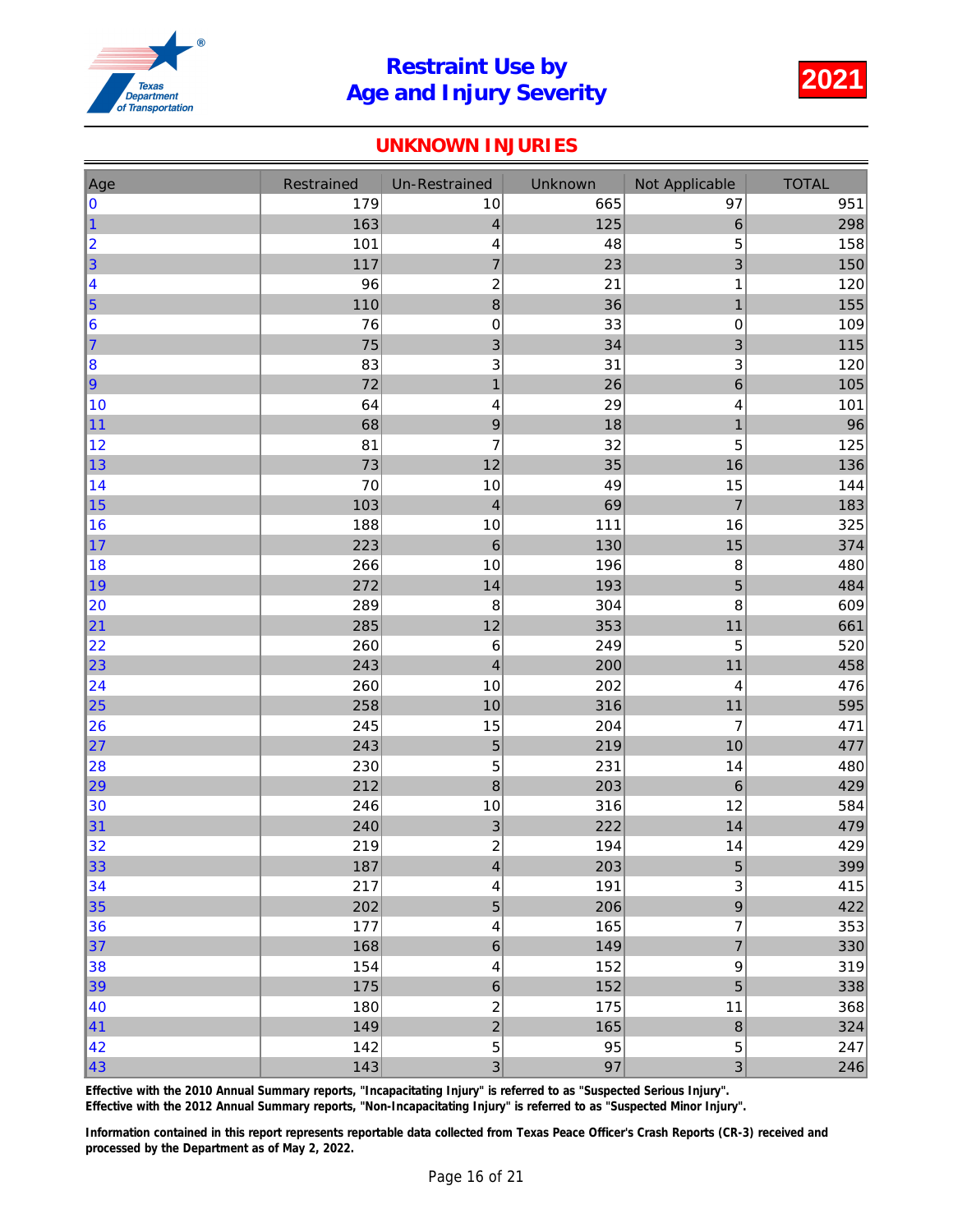# Restraint Use by Age and Injury Severity

**2021**

## UNKNOWN INJURIES

| Age | Restrained | Un-Restrained | Unknown | Not Applicable | TOTAL |
|---|---|---|---|---|---|
| 0 | 179 | 10 | 665 | 97 | 951 |
| 1 | 163 | 4 | 125 | 6 | 298 |
| 2 | 101 | 4 | 48 | 5 | 158 |
| 3 | 117 | 7 | 23 | 3 | 150 |
| 4 | 96 | 2 | 21 | 1 | 120 |
| 5 | 110 | 8 | 36 | 1 | 155 |
| 6 | 76 | 0 | 33 | 0 | 109 |
| 7 | 75 | 3 | 34 | 3 | 115 |
| 8 | 83 | 3 | 31 | 3 | 120 |
| 9 | 72 | 1 | 26 | 6 | 105 |
| 10 | 64 | 4 | 29 | 4 | 101 |
| 11 | 68 | 9 | 18 | 1 | 96 |
| 12 | 81 | 7 | 32 | 5 | 125 |
| 13 | 73 | 12 | 35 | 16 | 136 |
| 14 | 70 | 10 | 49 | 15 | 144 |
| 15 | 103 | 4 | 69 | 7 | 183 |
| 16 | 188 | 10 | 111 | 16 | 325 |
| 17 | 223 | 6 | 130 | 15 | 374 |
| 18 | 266 | 10 | 196 | 8 | 480 |
| 19 | 272 | 14 | 193 | 5 | 484 |
| 20 | 289 | 8 | 304 | 8 | 609 |
| 21 | 285 | 12 | 353 | 11 | 661 |
| 22 | 260 | 6 | 249 | 5 | 520 |
| 23 | 243 | 4 | 200 | 11 | 458 |
| 24 | 260 | 10 | 202 | 4 | 476 |
| 25 | 258 | 10 | 316 | 11 | 595 |
| 26 | 245 | 15 | 204 | 7 | 471 |
| 27 | 243 | 5 | 219 | 10 | 477 |
| 28 | 230 | 5 | 231 | 14 | 480 |
| 29 | 212 | 8 | 203 | 6 | 429 |
| 30 | 246 | 10 | 316 | 12 | 584 |
| 31 | 240 | 3 | 222 | 14 | 479 |
| 32 | 219 | 2 | 194 | 14 | 429 |
| 33 | 187 | 4 | 203 | 5 | 399 |
| 34 | 217 | 4 | 191 | 3 | 415 |
| 35 | 202 | 5 | 206 | 9 | 422 |
| 36 | 177 | 4 | 165 | 7 | 353 |
| 37 | 168 | 6 | 149 | 7 | 330 |
| 38 | 154 | 4 | 152 | 9 | 319 |
| 39 | 175 | 6 | 152 | 5 | 338 |
| 40 | 180 | 2 | 175 | 11 | 368 |
| 41 | 149 | 2 | 165 | 8 | 324 |
| 42 | 142 | 5 | 95 | 5 | 247 |
| 43 | 143 | 3 | 97 | 3 | 246 |

**Effective with the 2010 Annual Summary reports, "Incapacitating Injury" is referred to as "Suspected Serious Injury".**
**Effective with the 2012 Annual Summary reports, "Non-Incapacitating Injury" is referred to as "Suspected Minor Injury".**

**Information contained in this report represents reportable data collected from Texas Peace Officer's Crash Reports (CR-3) received and processed by the Department as of May 2, 2022.**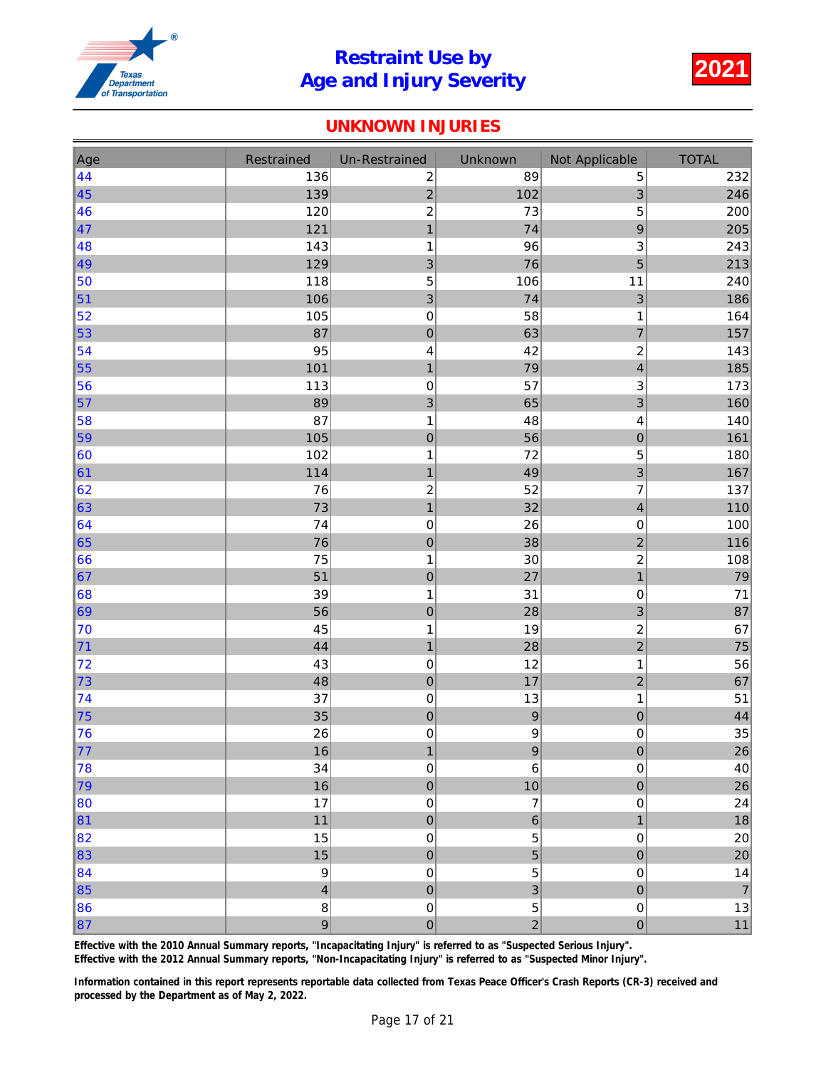# Restraint Use by Age and Injury Severity

**2021**

## UNKNOWN INJURIES

| Age | Restrained | Un-Restrained | Unknown | Not Applicable | TOTAL |
|---|---|---|---|---|---|
| 44 | 136 | 2 | 89 | 5 | 232 |
| 45 | 139 | 2 | 102 | 3 | 246 |
| 46 | 120 | 2 | 73 | 5 | 200 |
| 47 | 121 | 1 | 74 | 9 | 205 |
| 48 | 143 | 1 | 96 | 3 | 243 |
| 49 | 129 | 3 | 76 | 5 | 213 |
| 50 | 118 | 5 | 106 | 11 | 240 |
| 51 | 106 | 3 | 74 | 3 | 186 |
| 52 | 105 | 0 | 58 | 1 | 164 |
| 53 | 87 | 0 | 63 | 7 | 157 |
| 54 | 95 | 4 | 42 | 2 | 143 |
| 55 | 101 | 1 | 79 | 4 | 185 |
| 56 | 113 | 0 | 57 | 3 | 173 |
| 57 | 89 | 3 | 65 | 3 | 160 |
| 58 | 87 | 1 | 48 | 4 | 140 |
| 59 | 105 | 0 | 56 | 0 | 161 |
| 60 | 102 | 1 | 72 | 5 | 180 |
| 61 | 114 | 1 | 49 | 3 | 167 |
| 62 | 76 | 2 | 52 | 7 | 137 |
| 63 | 73 | 1 | 32 | 4 | 110 |
| 64 | 74 | 0 | 26 | 0 | 100 |
| 65 | 76 | 0 | 38 | 2 | 116 |
| 66 | 75 | 1 | 30 | 2 | 108 |
| 67 | 51 | 0 | 27 | 1 | 79 |
| 68 | 39 | 1 | 31 | 0 | 71 |
| 69 | 56 | 0 | 28 | 3 | 87 |
| 70 | 45 | 1 | 19 | 2 | 67 |
| 71 | 44 | 1 | 28 | 2 | 75 |
| 72 | 43 | 0 | 12 | 1 | 56 |
| 73 | 48 | 0 | 17 | 2 | 67 |
| 74 | 37 | 0 | 13 | 1 | 51 |
| 75 | 35 | 0 | 9 | 0 | 44 |
| 76 | 26 | 0 | 9 | 0 | 35 |
| 77 | 16 | 1 | 9 | 0 | 26 |
| 78 | 34 | 0 | 6 | 0 | 40 |
| 79 | 16 | 0 | 10 | 0 | 26 |
| 80 | 17 | 0 | 7 | 0 | 24 |
| 81 | 11 | 0 | 6 | 1 | 18 |
| 82 | 15 | 0 | 5 | 0 | 20 |
| 83 | 15 | 0 | 5 | 0 | 20 |
| 84 | 9 | 0 | 5 | 0 | 14 |
| 85 | 4 | 0 | 3 | 0 | 7 |
| 86 | 8 | 0 | 5 | 0 | 13 |
| 87 | 9 | 0 | 2 | 0 | 11 |

**Effective with the 2010 Annual Summary reports, "Incapacitating Injury" is referred to as "Suspected Serious Injury".**
**Effective with the 2012 Annual Summary reports, "Non-Incapacitating Injury" is referred to as "Suspected Minor Injury".**

**Information contained in this report represents reportable data collected from Texas Peace Officer's Crash Reports (CR-3) received and processed by the Department as of May 2, 2022.**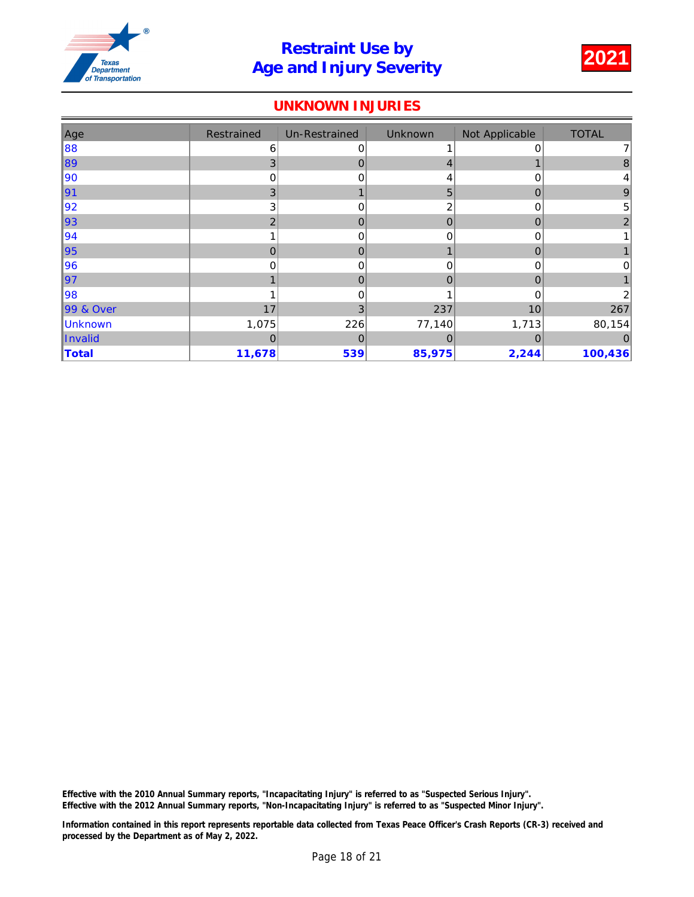# Restraint Use by Age and Injury Severity

2021

## UNKNOWN INJURIES

| Age | Restrained | Un-Restrained | Unknown | Not Applicable | TOTAL |
|---|---|---|---|---|---|
| 88 | 6 | 0 | 1 | 0 | 7 |
| 89 | 3 | 0 | 4 | 1 | 8 |
| 90 | 0 | 0 | 4 | 0 | 4 |
| 91 | 3 | 1 | 5 | 0 | 9 |
| 92 | 3 | 0 | 2 | 0 | 5 |
| 93 | 2 | 0 | 0 | 0 | 2 |
| 94 | 1 | 0 | 0 | 0 | 1 |
| 95 | 0 | 0 | 1 | 0 | 1 |
| 96 | 0 | 0 | 0 | 0 | 0 |
| 97 | 1 | 0 | 0 | 0 | 1 |
| 98 | 1 | 0 | 1 | 0 | 2 |
| 99 & Over | 17 | 3 | 237 | 10 | 267 |
| Unknown | 1,075 | 226 | 77,140 | 1,713 | 80,154 |
| Invalid | 0 | 0 | 0 | 0 | 0 |
| **Total** | **11,678** | **539** | **85,975** | **2,244** | **100,436** |

**Effective with the 2010 Annual Summary reports, "Incapacitating Injury" is referred to as "Suspected Serious Injury".**
**Effective with the 2012 Annual Summary reports, "Non-Incapacitating Injury" is referred to as "Suspected Minor Injury".**

**Information contained in this report represents reportable data collected from Texas Peace Officer's Crash Reports (CR-3) received and processed by the Department as of May 2, 2022.**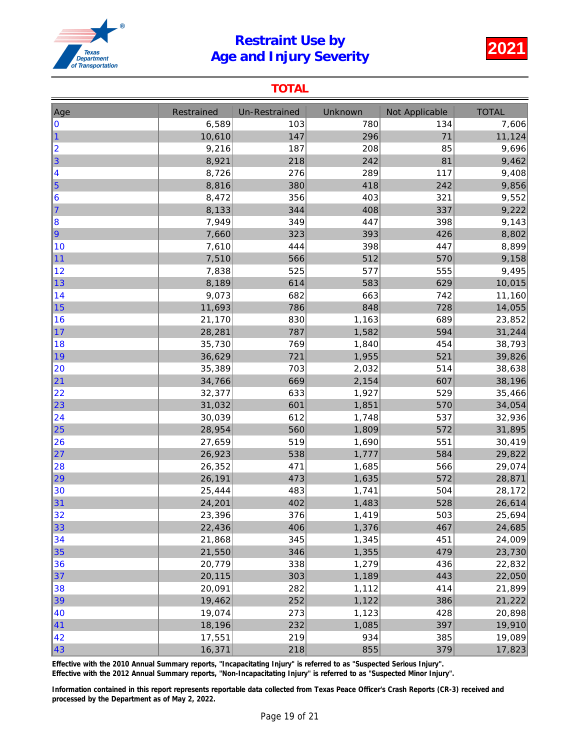# Restraint Use by Age and Injury Severity

**2021**

## TOTAL

| Age | Restrained | Un-Restrained | Unknown | Not Applicable | TOTAL |
|---|---|---|---|---|---|
| 0 | 6,589 | 103 | 780 | 134 | 7,606 |
| 1 | 10,610 | 147 | 296 | 71 | 11,124 |
| 2 | 9,216 | 187 | 208 | 85 | 9,696 |
| 3 | 8,921 | 218 | 242 | 81 | 9,462 |
| 4 | 8,726 | 276 | 289 | 117 | 9,408 |
| 5 | 8,816 | 380 | 418 | 242 | 9,856 |
| 6 | 8,472 | 356 | 403 | 321 | 9,552 |
| 7 | 8,133 | 344 | 408 | 337 | 9,222 |
| 8 | 7,949 | 349 | 447 | 398 | 9,143 |
| 9 | 7,660 | 323 | 393 | 426 | 8,802 |
| 10 | 7,610 | 444 | 398 | 447 | 8,899 |
| 11 | 7,510 | 566 | 512 | 570 | 9,158 |
| 12 | 7,838 | 525 | 577 | 555 | 9,495 |
| 13 | 8,189 | 614 | 583 | 629 | 10,015 |
| 14 | 9,073 | 682 | 663 | 742 | 11,160 |
| 15 | 11,693 | 786 | 848 | 728 | 14,055 |
| 16 | 21,170 | 830 | 1,163 | 689 | 23,852 |
| 17 | 28,281 | 787 | 1,582 | 594 | 31,244 |
| 18 | 35,730 | 769 | 1,840 | 454 | 38,793 |
| 19 | 36,629 | 721 | 1,955 | 521 | 39,826 |
| 20 | 35,389 | 703 | 2,032 | 514 | 38,638 |
| 21 | 34,766 | 669 | 2,154 | 607 | 38,196 |
| 22 | 32,377 | 633 | 1,927 | 529 | 35,466 |
| 23 | 31,032 | 601 | 1,851 | 570 | 34,054 |
| 24 | 30,039 | 612 | 1,748 | 537 | 32,936 |
| 25 | 28,954 | 560 | 1,809 | 572 | 31,895 |
| 26 | 27,659 | 519 | 1,690 | 551 | 30,419 |
| 27 | 26,923 | 538 | 1,777 | 584 | 29,822 |
| 28 | 26,352 | 471 | 1,685 | 566 | 29,074 |
| 29 | 26,191 | 473 | 1,635 | 572 | 28,871 |
| 30 | 25,444 | 483 | 1,741 | 504 | 28,172 |
| 31 | 24,201 | 402 | 1,483 | 528 | 26,614 |
| 32 | 23,396 | 376 | 1,419 | 503 | 25,694 |
| 33 | 22,436 | 406 | 1,376 | 467 | 24,685 |
| 34 | 21,868 | 345 | 1,345 | 451 | 24,009 |
| 35 | 21,550 | 346 | 1,355 | 479 | 23,730 |
| 36 | 20,779 | 338 | 1,279 | 436 | 22,832 |
| 37 | 20,115 | 303 | 1,189 | 443 | 22,050 |
| 38 | 20,091 | 282 | 1,112 | 414 | 21,899 |
| 39 | 19,462 | 252 | 1,122 | 386 | 21,222 |
| 40 | 19,074 | 273 | 1,123 | 428 | 20,898 |
| 41 | 18,196 | 232 | 1,085 | 397 | 19,910 |
| 42 | 17,551 | 219 | 934 | 385 | 19,089 |
| 43 | 16,371 | 218 | 855 | 379 | 17,823 |

Effective with the 2010 Annual Summary reports, "Incapacitating Injury" is referred to as "Suspected Serious Injury".
Effective with the 2012 Annual Summary reports, "Non-Incapacitating Injury" is referred to as "Suspected Minor Injury".

Information contained in this report represents reportable data collected from Texas Peace Officer's Crash Reports (CR-3) received and processed by the Department as of May 2, 2022.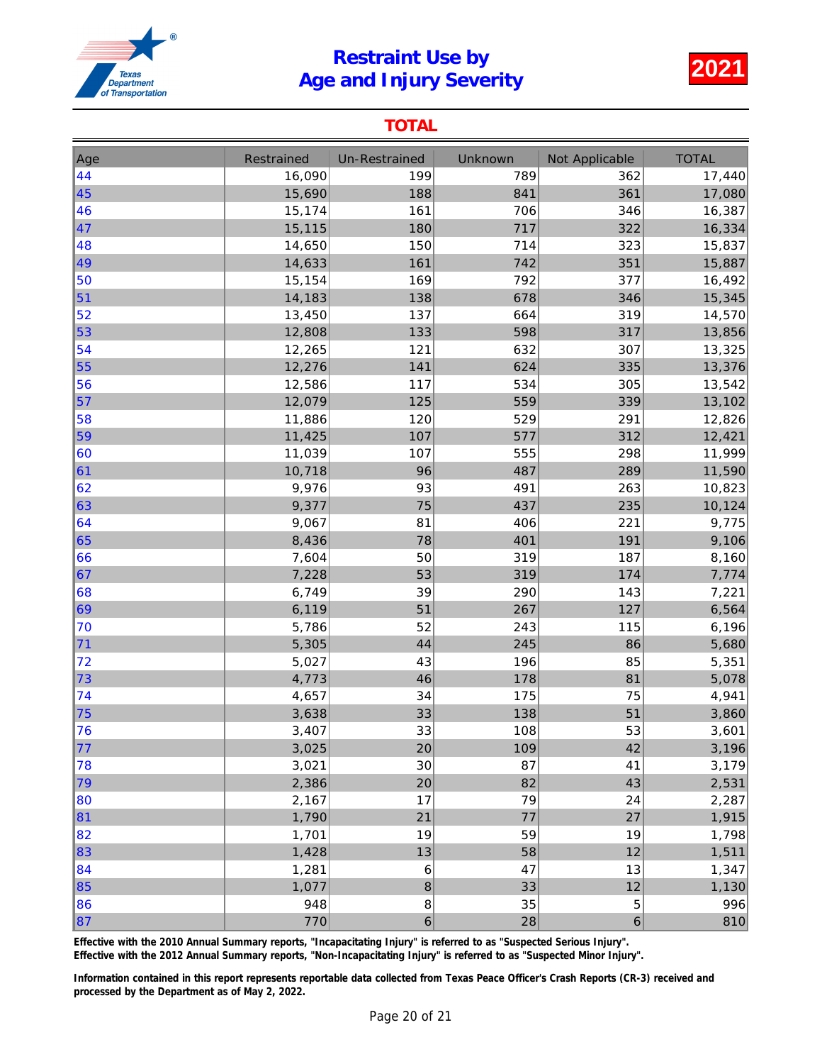# Restraint Use by Age and Injury Severity

**2021**

## TOTAL

| Age | Restrained | Un-Restrained | Unknown | Not Applicable | TOTAL |
|---|---|---|---|---|---|
| 44 | 16,090 | 199 | 789 | 362 | 17,440 |
| 45 | 15,690 | 188 | 841 | 361 | 17,080 |
| 46 | 15,174 | 161 | 706 | 346 | 16,387 |
| 47 | 15,115 | 180 | 717 | 322 | 16,334 |
| 48 | 14,650 | 150 | 714 | 323 | 15,837 |
| 49 | 14,633 | 161 | 742 | 351 | 15,887 |
| 50 | 15,154 | 169 | 792 | 377 | 16,492 |
| 51 | 14,183 | 138 | 678 | 346 | 15,345 |
| 52 | 13,450 | 137 | 664 | 319 | 14,570 |
| 53 | 12,808 | 133 | 598 | 317 | 13,856 |
| 54 | 12,265 | 121 | 632 | 307 | 13,325 |
| 55 | 12,276 | 141 | 624 | 335 | 13,376 |
| 56 | 12,586 | 117 | 534 | 305 | 13,542 |
| 57 | 12,079 | 125 | 559 | 339 | 13,102 |
| 58 | 11,886 | 120 | 529 | 291 | 12,826 |
| 59 | 11,425 | 107 | 577 | 312 | 12,421 |
| 60 | 11,039 | 107 | 555 | 298 | 11,999 |
| 61 | 10,718 | 96 | 487 | 289 | 11,590 |
| 62 | 9,976 | 93 | 491 | 263 | 10,823 |
| 63 | 9,377 | 75 | 437 | 235 | 10,124 |
| 64 | 9,067 | 81 | 406 | 221 | 9,775 |
| 65 | 8,436 | 78 | 401 | 191 | 9,106 |
| 66 | 7,604 | 50 | 319 | 187 | 8,160 |
| 67 | 7,228 | 53 | 319 | 174 | 7,774 |
| 68 | 6,749 | 39 | 290 | 143 | 7,221 |
| 69 | 6,119 | 51 | 267 | 127 | 6,564 |
| 70 | 5,786 | 52 | 243 | 115 | 6,196 |
| 71 | 5,305 | 44 | 245 | 86 | 5,680 |
| 72 | 5,027 | 43 | 196 | 85 | 5,351 |
| 73 | 4,773 | 46 | 178 | 81 | 5,078 |
| 74 | 4,657 | 34 | 175 | 75 | 4,941 |
| 75 | 3,638 | 33 | 138 | 51 | 3,860 |
| 76 | 3,407 | 33 | 108 | 53 | 3,601 |
| 77 | 3,025 | 20 | 109 | 42 | 3,196 |
| 78 | 3,021 | 30 | 87 | 41 | 3,179 |
| 79 | 2,386 | 20 | 82 | 43 | 2,531 |
| 80 | 2,167 | 17 | 79 | 24 | 2,287 |
| 81 | 1,790 | 21 | 77 | 27 | 1,915 |
| 82 | 1,701 | 19 | 59 | 19 | 1,798 |
| 83 | 1,428 | 13 | 58 | 12 | 1,511 |
| 84 | 1,281 | 6 | 47 | 13 | 1,347 |
| 85 | 1,077 | 8 | 33 | 12 | 1,130 |
| 86 | 948 | 8 | 35 | 5 | 996 |
| 87 | 770 | 6 | 28 | 6 | 810 |

**Effective with the 2010 Annual Summary reports, "Incapacitating Injury" is referred to as "Suspected Serious Injury".**
**Effective with the 2012 Annual Summary reports, "Non-Incapacitating Injury" is referred to as "Suspected Minor Injury".**

**Information contained in this report represents reportable data collected from Texas Peace Officer's Crash Reports (CR-3) received and processed by the Department as of May 2, 2022.**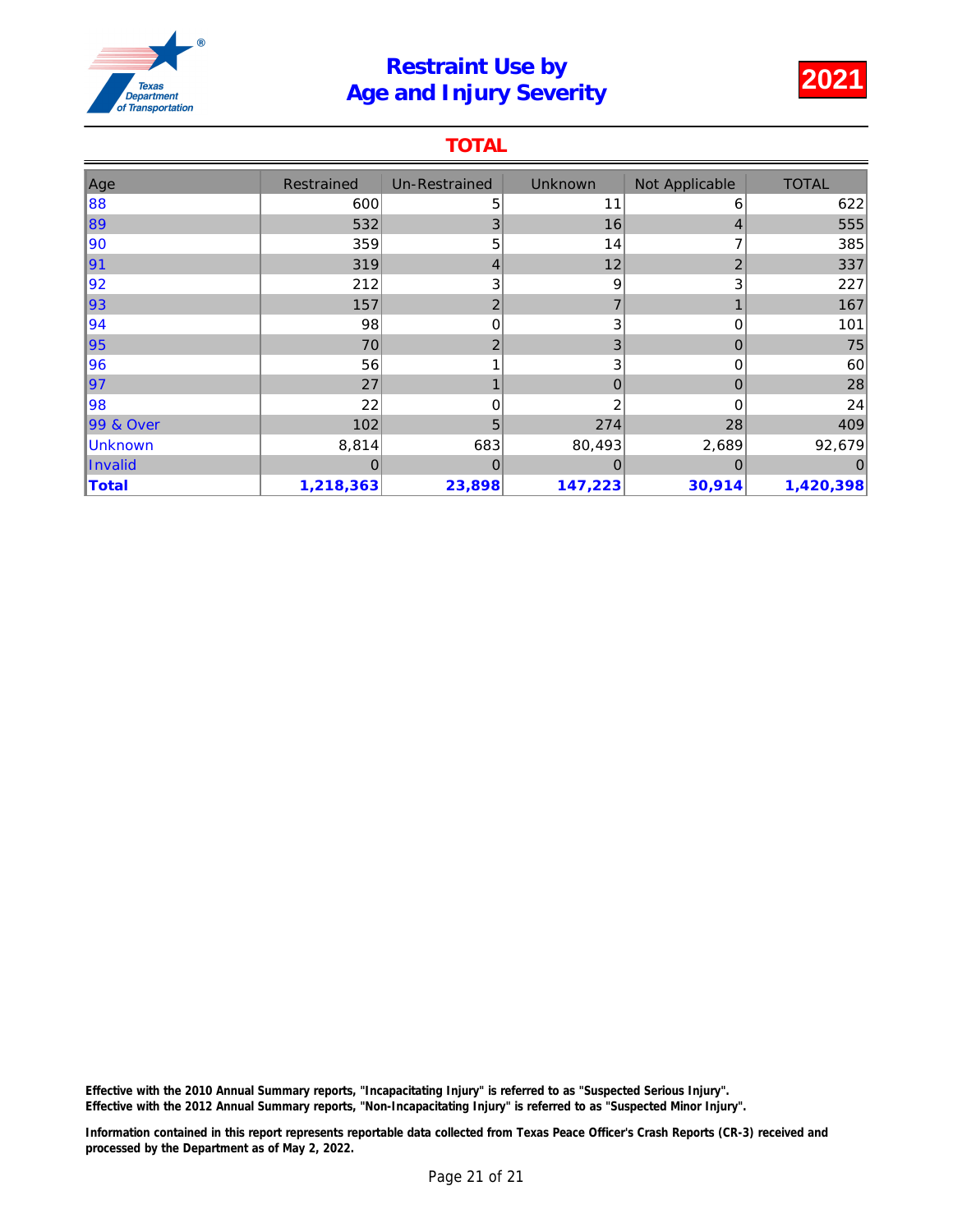# Restraint Use by Age and Injury Severity

**2021**

## TOTAL

| Age | Restrained | Un-Restrained | Unknown | Not Applicable | TOTAL |
|---|---|---|---|---|---|
| 88 | 600 | 5 | 11 | 6 | 622 |
| 89 | 532 | 3 | 16 | 4 | 555 |
| 90 | 359 | 5 | 14 | 7 | 385 |
| 91 | 319 | 4 | 12 | 2 | 337 |
| 92 | 212 | 3 | 9 | 3 | 227 |
| 93 | 157 | 2 | 7 | 1 | 167 |
| 94 | 98 | 0 | 3 | 0 | 101 |
| 95 | 70 | 2 | 3 | 0 | 75 |
| 96 | 56 | 1 | 3 | 0 | 60 |
| 97 | 27 | 1 | 0 | 0 | 28 |
| 98 | 22 | 0 | 2 | 0 | 24 |
| 99 & Over | 102 | 5 | 274 | 28 | 409 |
| Unknown | 8,814 | 683 | 80,493 | 2,689 | 92,679 |
| Invalid | 0 | 0 | 0 | 0 | 0 |
| **Total** | **1,218,363** | **23,898** | **147,223** | **30,914** | **1,420,398** |

Effective with the 2010 Annual Summary reports, "Incapacitating Injury" is referred to as "Suspected Serious Injury".
Effective with the 2012 Annual Summary reports, "Non-Incapacitating Injury" is referred to as "Suspected Minor Injury".

Information contained in this report represents reportable data collected from Texas Peace Officer's Crash Reports (CR-3) received and processed by the Department as of May 2, 2022.